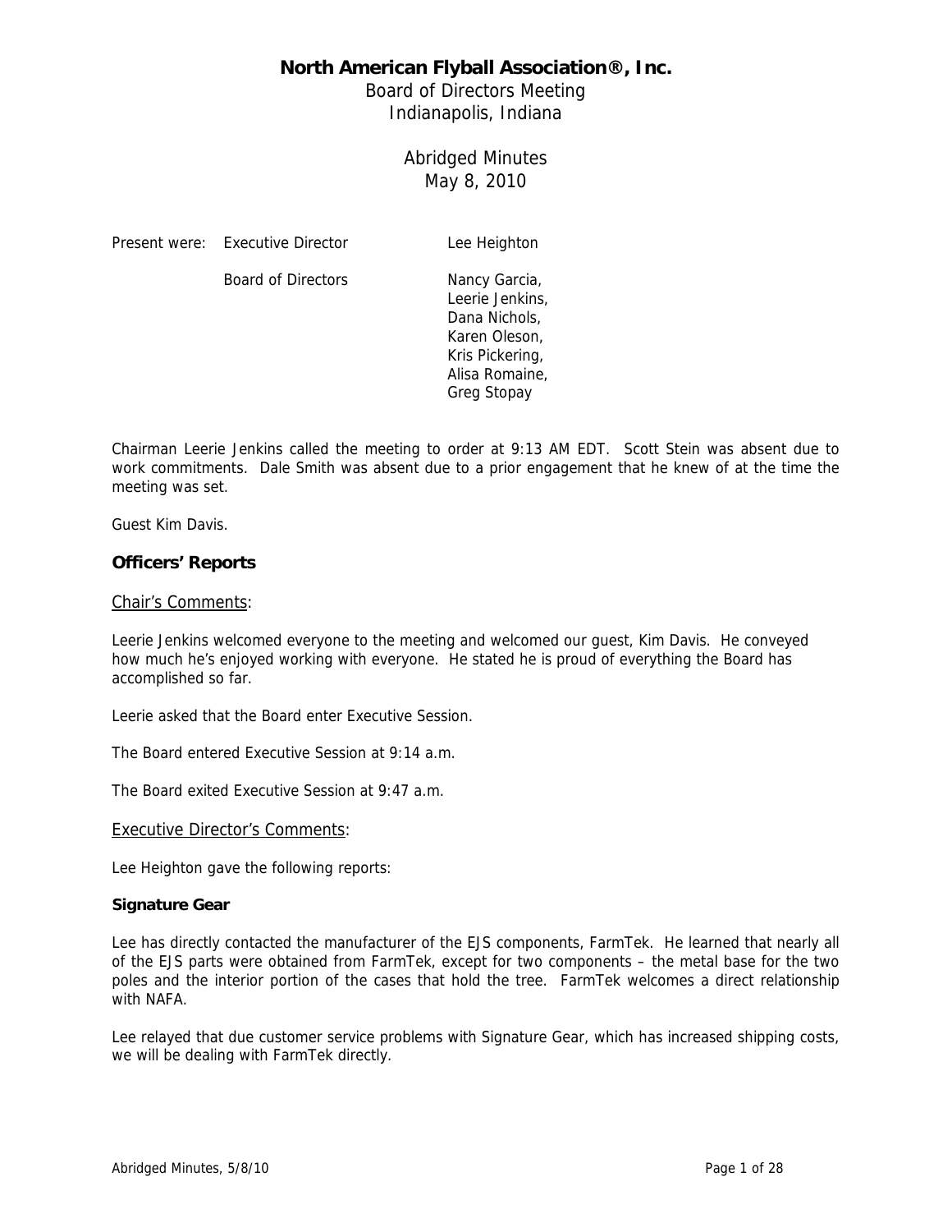# North American Flyball Association®, Inc.

Board of Directors Meeting
Indianapolis, Indiana

Abridged Minutes
May 8, 2010

| Present were: | Executive Director | Lee Heighton |
| --- | --- | --- |
| | Board of Directors | Nancy Garcia, Leerie Jenkins, Dana Nichols, Karen Oleson, Kris Pickering, Alisa Romaine, Greg Stopay |

Chairman Leerie Jenkins called the meeting to order at 9:13 AM EDT. Scott Stein was absent due to work commitments. Dale Smith was absent due to a prior engagement that he knew of at the time the meeting was set.

Guest Kim Davis.

## Officers' Reports

### Chair's Comments:

Leerie Jenkins welcomed everyone to the meeting and welcomed our guest, Kim Davis. He conveyed how much he's enjoyed working with everyone. He stated he is proud of everything the Board has accomplished so far.

Leerie asked that the Board enter Executive Session.

The Board entered Executive Session at 9:14 a.m.

The Board exited Executive Session at 9:47 a.m.

### Executive Director's Comments:

Lee Heighton gave the following reports:

**Signature Gear**

Lee has directly contacted the manufacturer of the EJS components, FarmTek. He learned that nearly all of the EJS parts were obtained from FarmTek, except for two components – the metal base for the two poles and the interior portion of the cases that hold the tree. FarmTek welcomes a direct relationship with NAFA.

Lee relayed that due customer service problems with Signature Gear, which has increased shipping costs, we will be dealing with FarmTek directly.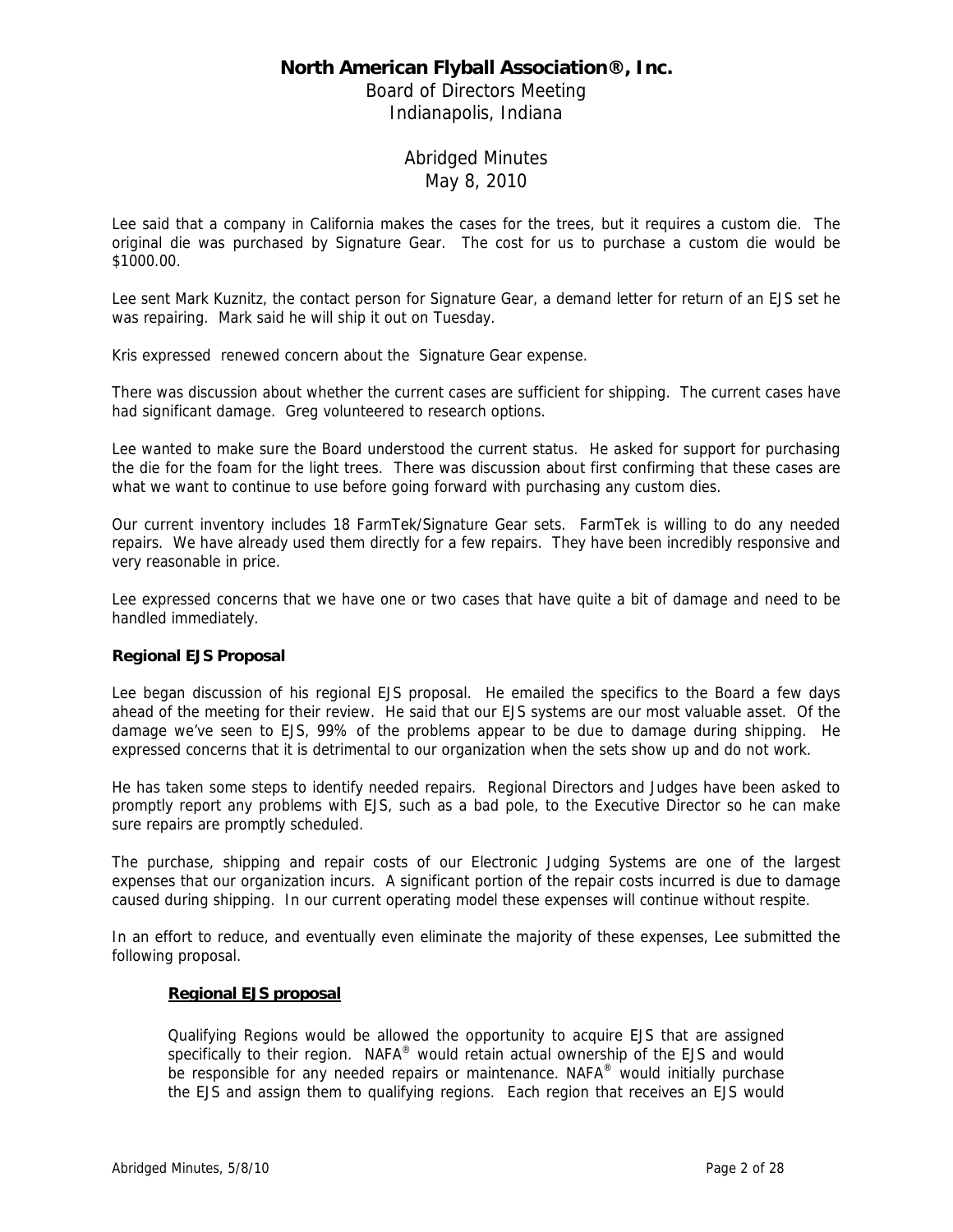Lee said that a company in California makes the cases for the trees, but it requires a custom die. The original die was purchased by Signature Gear. The cost for us to purchase a custom die would be $1000.00.

Lee sent Mark Kuznitz, the contact person for Signature Gear, a demand letter for return of an EJS set he was repairing. Mark said he will ship it out on Tuesday.

Kris expressed renewed concern about the Signature Gear expense.

There was discussion about whether the current cases are sufficient for shipping. The current cases have had significant damage. Greg volunteered to research options.

Lee wanted to make sure the Board understood the current status. He asked for support for purchasing the die for the foam for the light trees. There was discussion about first confirming that these cases are what we want to continue to use before going forward with purchasing any custom dies.

Our current inventory includes 18 FarmTek/Signature Gear sets. FarmTek is willing to do any needed repairs. We have already used them directly for a few repairs. They have been incredibly responsive and very reasonable in price.

Lee expressed concerns that we have one or two cases that have quite a bit of damage and need to be handled immediately.

**Regional EJS Proposal**

Lee began discussion of his regional EJS proposal. He emailed the specifics to the Board a few days ahead of the meeting for their review. He said that our EJS systems are our most valuable asset. Of the damage we've seen to EJS, 99% of the problems appear to be due to damage during shipping. He expressed concerns that it is detrimental to our organization when the sets show up and do not work.

He has taken some steps to identify needed repairs. Regional Directors and Judges have been asked to promptly report any problems with EJS, such as a bad pole, to the Executive Director so he can make sure repairs are promptly scheduled.

The purchase, shipping and repair costs of our Electronic Judging Systems are one of the largest expenses that our organization incurs. A significant portion of the repair costs incurred is due to damage caused during shipping. In our current operating model these expenses will continue without respite.

In an effort to reduce, and eventually even eliminate the majority of these expenses, Lee submitted the following proposal.

**Regional EJS proposal**

Qualifying Regions would be allowed the opportunity to acquire EJS that are assigned specifically to their region. NAFA® would retain actual ownership of the EJS and would be responsible for any needed repairs or maintenance. NAFA® would initially purchase the EJS and assign them to qualifying regions. Each region that receives an EJS would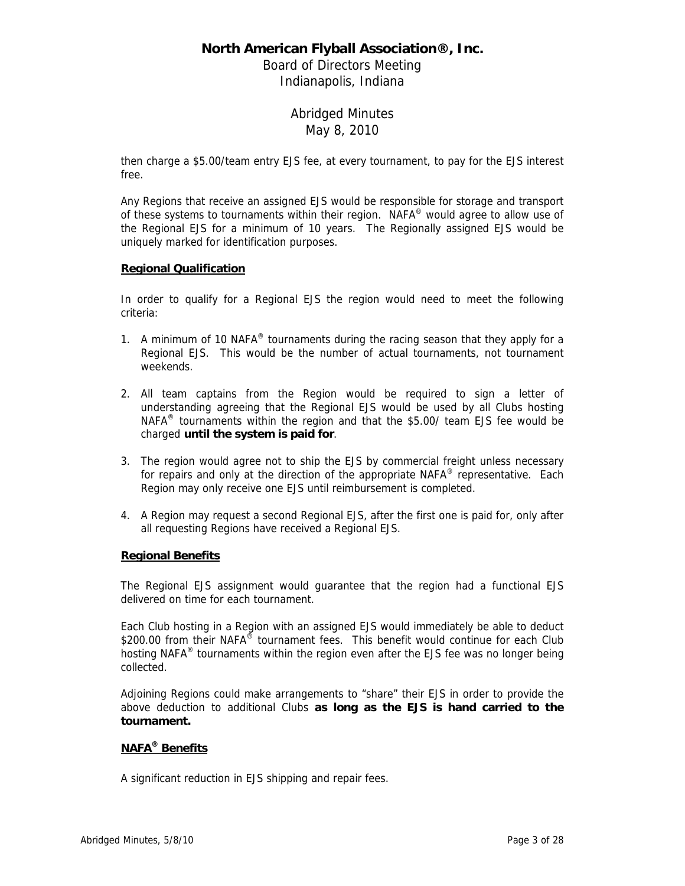then charge a $5.00/team entry EJS fee, at every tournament, to pay for the EJS interest free.

Any Regions that receive an assigned EJS would be responsible for storage and transport of these systems to tournaments within their region. NAFA® would agree to allow use of the Regional EJS for a minimum of 10 years. The Regionally assigned EJS would be uniquely marked for identification purposes.

**Regional Qualification**

In order to qualify for a Regional EJS the region would need to meet the following criteria:

1. A minimum of 10 NAFA® tournaments during the racing season that they apply for a Regional EJS. This would be the number of actual tournaments, not tournament weekends.

2. All team captains from the Region would be required to sign a letter of understanding agreeing that the Regional EJS would be used by all Clubs hosting NAFA® tournaments within the region and that the $5.00/ team EJS fee would be charged **until the system is paid for**.

3. The region would agree not to ship the EJS by commercial freight unless necessary for repairs and only at the direction of the appropriate NAFA® representative. Each Region may only receive one EJS until reimbursement is completed.

4. A Region may request a second Regional EJS, after the first one is paid for, only after all requesting Regions have received a Regional EJS.

**Regional Benefits**

The Regional EJS assignment would guarantee that the region had a functional EJS delivered on time for each tournament.

Each Club hosting in a Region with an assigned EJS would immediately be able to deduct $200.00 from their NAFA® tournament fees. This benefit would continue for each Club hosting NAFA® tournaments within the region even after the EJS fee was no longer being collected.

Adjoining Regions could make arrangements to "share" their EJS in order to provide the above deduction to additional Clubs **as long as the EJS is hand carried to the tournament.**

**NAFA® Benefits**

A significant reduction in EJS shipping and repair fees.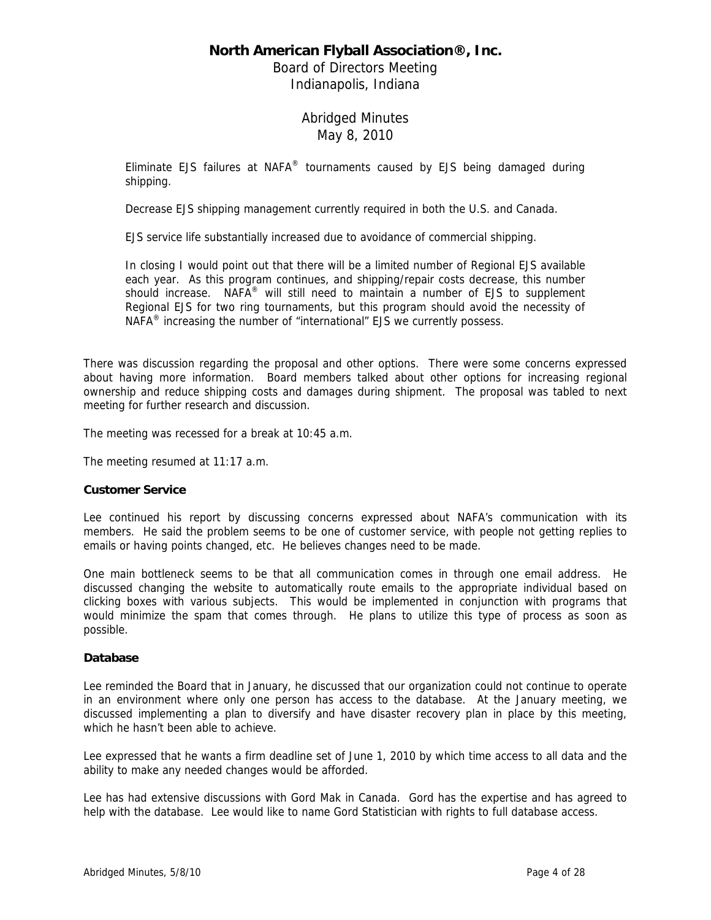**North American Flyball Association®, Inc.**

Board of Directors Meeting
Indianapolis, Indiana

Abridged Minutes
May 8, 2010

> Eliminate EJS failures at NAFA® tournaments caused by EJS being damaged during shipping.
>
> Decrease EJS shipping management currently required in both the U.S. and Canada.
>
> EJS service life substantially increased due to avoidance of commercial shipping.
>
> In closing I would point out that there will be a limited number of Regional EJS available each year. As this program continues, and shipping/repair costs decrease, this number should increase. NAFA® will still need to maintain a number of EJS to supplement Regional EJS for two ring tournaments, but this program should avoid the necessity of NAFA® increasing the number of "international" EJS we currently possess.

There was discussion regarding the proposal and other options. There were some concerns expressed about having more information. Board members talked about other options for increasing regional ownership and reduce shipping costs and damages during shipment. The proposal was tabled to next meeting for further research and discussion.

The meeting was recessed for a break at 10:45 a.m.

The meeting resumed at 11:17 a.m.

**Customer Service**

Lee continued his report by discussing concerns expressed about NAFA's communication with its members. He said the problem seems to be one of customer service, with people not getting replies to emails or having points changed, etc. He believes changes need to be made.

One main bottleneck seems to be that all communication comes in through one email address. He discussed changing the website to automatically route emails to the appropriate individual based on clicking boxes with various subjects. This would be implemented in conjunction with programs that would minimize the spam that comes through. He plans to utilize this type of process as soon as possible.

**Database**

Lee reminded the Board that in January, he discussed that our organization could not continue to operate in an environment where only one person has access to the database. At the January meeting, we discussed implementing a plan to diversify and have disaster recovery plan in place by this meeting, which he hasn't been able to achieve.

Lee expressed that he wants a firm deadline set of June 1, 2010 by which time access to all data and the ability to make any needed changes would be afforded.

Lee has had extensive discussions with Gord Mak in Canada. Gord has the expertise and has agreed to help with the database. Lee would like to name Gord Statistician with rights to full database access.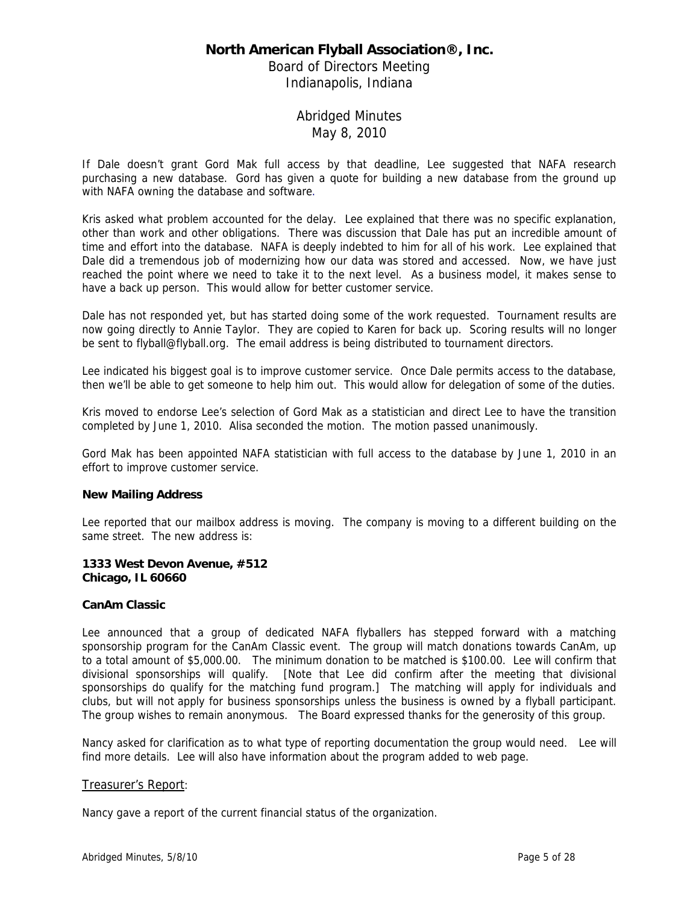If Dale doesn't grant Gord Mak full access by that deadline, Lee suggested that NAFA research purchasing a new database. Gord has given a quote for building a new database from the ground up with NAFA owning the database and software.

Kris asked what problem accounted for the delay. Lee explained that there was no specific explanation, other than work and other obligations. There was discussion that Dale has put an incredible amount of time and effort into the database. NAFA is deeply indebted to him for all of his work. Lee explained that Dale did a tremendous job of modernizing how our data was stored and accessed. Now, we have just reached the point where we need to take it to the next level. As a business model, it makes sense to have a back up person. This would allow for better customer service.

Dale has not responded yet, but has started doing some of the work requested. Tournament results are now going directly to Annie Taylor. They are copied to Karen for back up. Scoring results will no longer be sent to flyball@flyball.org. The email address is being distributed to tournament directors.

Lee indicated his biggest goal is to improve customer service. Once Dale permits access to the database, then we'll be able to get someone to help him out. This would allow for delegation of some of the duties.

Kris moved to endorse Lee's selection of Gord Mak as a statistician and direct Lee to have the transition completed by June 1, 2010. Alisa seconded the motion. The motion passed unanimously.

Gord Mak has been appointed NAFA statistician with full access to the database by June 1, 2010 in an effort to improve customer service.

**New Mailing Address**

Lee reported that our mailbox address is moving. The company is moving to a different building on the same street. The new address is:

**1333 West Devon Avenue, #512**
**Chicago, IL 60660**

**CanAm Classic**

Lee announced that a group of dedicated NAFA flyballers has stepped forward with a matching sponsorship program for the CanAm Classic event. The group will match donations towards CanAm, up to a total amount of $5,000.00. The minimum donation to be matched is $100.00. Lee will confirm that divisional sponsorships will qualify. [Note that Lee did confirm after the meeting that divisional sponsorships do qualify for the matching fund program.] The matching will apply for individuals and clubs, but will not apply for business sponsorships unless the business is owned by a flyball participant. The group wishes to remain anonymous. The Board expressed thanks for the generosity of this group.

Nancy asked for clarification as to what type of reporting documentation the group would need. Lee will find more details. Lee will also have information about the program added to web page.

Treasurer's Report:

Nancy gave a report of the current financial status of the organization.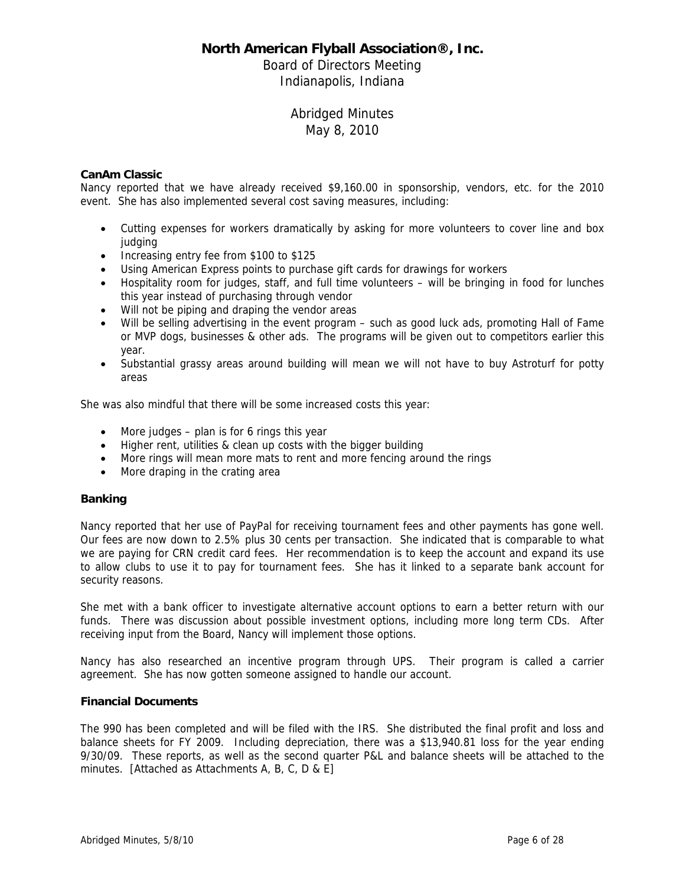# North American Flyball Association®, Inc.

Board of Directors Meeting
Indianapolis, Indiana

Abridged Minutes
May 8, 2010

**CanAm Classic**

Nancy reported that we have already received $9,160.00 in sponsorship, vendors, etc. for the 2010 event. She has also implemented several cost saving measures, including:

- Cutting expenses for workers dramatically by asking for more volunteers to cover line and box judging
- Increasing entry fee from $100 to $125
- Using American Express points to purchase gift cards for drawings for workers
- Hospitality room for judges, staff, and full time volunteers – will be bringing in food for lunches this year instead of purchasing through vendor
- Will not be piping and draping the vendor areas
- Will be selling advertising in the event program – such as good luck ads, promoting Hall of Fame or MVP dogs, businesses & other ads. The programs will be given out to competitors earlier this year.
- Substantial grassy areas around building will mean we will not have to buy Astroturf for potty areas

She was also mindful that there will be some increased costs this year:

- More judges – plan is for 6 rings this year
- Higher rent, utilities & clean up costs with the bigger building
- More rings will mean more mats to rent and more fencing around the rings
- More draping in the crating area

**Banking**

Nancy reported that her use of PayPal for receiving tournament fees and other payments has gone well. Our fees are now down to 2.5% plus 30 cents per transaction. She indicated that is comparable to what we are paying for CRN credit card fees. Her recommendation is to keep the account and expand its use to allow clubs to use it to pay for tournament fees. She has it linked to a separate bank account for security reasons.

She met with a bank officer to investigate alternative account options to earn a better return with our funds. There was discussion about possible investment options, including more long term CDs. After receiving input from the Board, Nancy will implement those options.

Nancy has also researched an incentive program through UPS. Their program is called a carrier agreement. She has now gotten someone assigned to handle our account.

**Financial Documents**

The 990 has been completed and will be filed with the IRS. She distributed the final profit and loss and balance sheets for FY 2009. Including depreciation, there was a $13,940.81 loss for the year ending 9/30/09. These reports, as well as the second quarter P&L and balance sheets will be attached to the minutes. [Attached as Attachments A, B, C, D & E]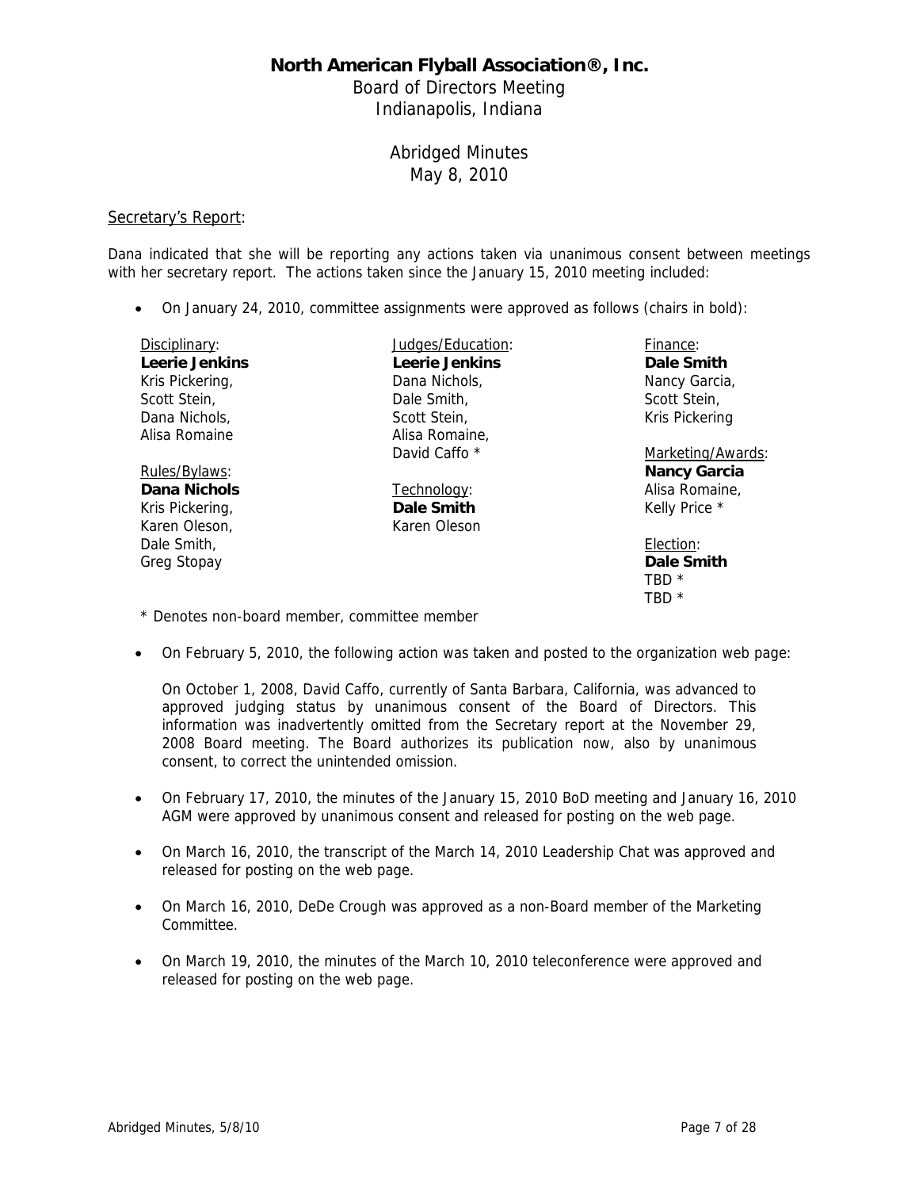# North American Flyball Association®, Inc.

Board of Directors Meeting
Indianapolis, Indiana

Abridged Minutes
May 8, 2010

Secretary's Report:

Dana indicated that she will be reporting any actions taken via unanimous consent between meetings with her secretary report. The actions taken since the January 15, 2010 meeting included:

- On January 24, 2010, committee assignments were approved as follows (chairs in bold):

  Disciplinary:
  **Leerie Jenkins**
  Kris Pickering,
  Scott Stein,
  Dana Nichols,
  Alisa Romaine

  Rules/Bylaws:
  **Dana Nichols**
  Kris Pickering,
  Karen Oleson,
  Dale Smith,
  Greg Stopay

  Judges/Education:
  **Leerie Jenkins**
  Dana Nichols,
  Dale Smith,
  Scott Stein,
  Alisa Romaine,
  David Caffo *

  Technology:
  **Dale Smith**
  Karen Oleson

  Finance:
  **Dale Smith**
  Nancy Garcia,
  Scott Stein,
  Kris Pickering

  Marketing/Awards:
  **Nancy Garcia**
  Alisa Romaine,
  Kelly Price *

  Election:
  **Dale Smith**
  TBD *
  TBD *

  * Denotes non-board member, committee member

- On February 5, 2010, the following action was taken and posted to the organization web page:

  On October 1, 2008, David Caffo, currently of Santa Barbara, California, was advanced to approved judging status by unanimous consent of the Board of Directors. This information was inadvertently omitted from the Secretary report at the November 29, 2008 Board meeting. The Board authorizes its publication now, also by unanimous consent, to correct the unintended omission.

- On February 17, 2010, the minutes of the January 15, 2010 BoD meeting and January 16, 2010 AGM were approved by unanimous consent and released for posting on the web page.

- On March 16, 2010, the transcript of the March 14, 2010 Leadership Chat was approved and released for posting on the web page.

- On March 16, 2010, DeDe Crough was approved as a non-Board member of the Marketing Committee.

- On March 19, 2010, the minutes of the March 10, 2010 teleconference were approved and released for posting on the web page.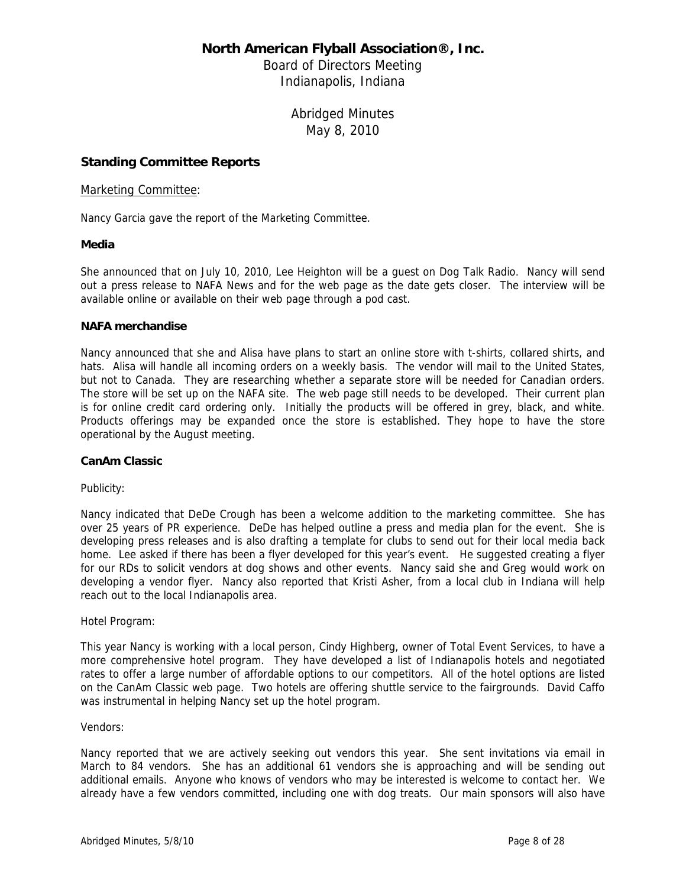# North American Flyball Association®, Inc.

Board of Directors Meeting
Indianapolis, Indiana

Abridged Minutes
May 8, 2010

## Standing Committee Reports

Marketing Committee:

Nancy Garcia gave the report of the Marketing Committee.

### Media

She announced that on July 10, 2010, Lee Heighton will be a guest on Dog Talk Radio. Nancy will send out a press release to NAFA News and for the web page as the date gets closer. The interview will be available online or available on their web page through a pod cast.

### NAFA merchandise

Nancy announced that she and Alisa have plans to start an online store with t-shirts, collared shirts, and hats. Alisa will handle all incoming orders on a weekly basis. The vendor will mail to the United States, but not to Canada. They are researching whether a separate store will be needed for Canadian orders. The store will be set up on the NAFA site. The web page still needs to be developed. Their current plan is for online credit card ordering only. Initially the products will be offered in grey, black, and white. Products offerings may be expanded once the store is established. They hope to have the store operational by the August meeting.

### CanAm Classic

Publicity:

Nancy indicated that DeDe Crough has been a welcome addition to the marketing committee. She has over 25 years of PR experience. DeDe has helped outline a press and media plan for the event. She is developing press releases and is also drafting a template for clubs to send out for their local media back home. Lee asked if there has been a flyer developed for this year's event. He suggested creating a flyer for our RDs to solicit vendors at dog shows and other events. Nancy said she and Greg would work on developing a vendor flyer. Nancy also reported that Kristi Asher, from a local club in Indiana will help reach out to the local Indianapolis area.

Hotel Program:

This year Nancy is working with a local person, Cindy Highberg, owner of Total Event Services, to have a more comprehensive hotel program. They have developed a list of Indianapolis hotels and negotiated rates to offer a large number of affordable options to our competitors. All of the hotel options are listed on the CanAm Classic web page. Two hotels are offering shuttle service to the fairgrounds. David Caffo was instrumental in helping Nancy set up the hotel program.

Vendors:

Nancy reported that we are actively seeking out vendors this year. She sent invitations via email in March to 84 vendors. She has an additional 61 vendors she is approaching and will be sending out additional emails. Anyone who knows of vendors who may be interested is welcome to contact her. We already have a few vendors committed, including one with dog treats. Our main sponsors will also have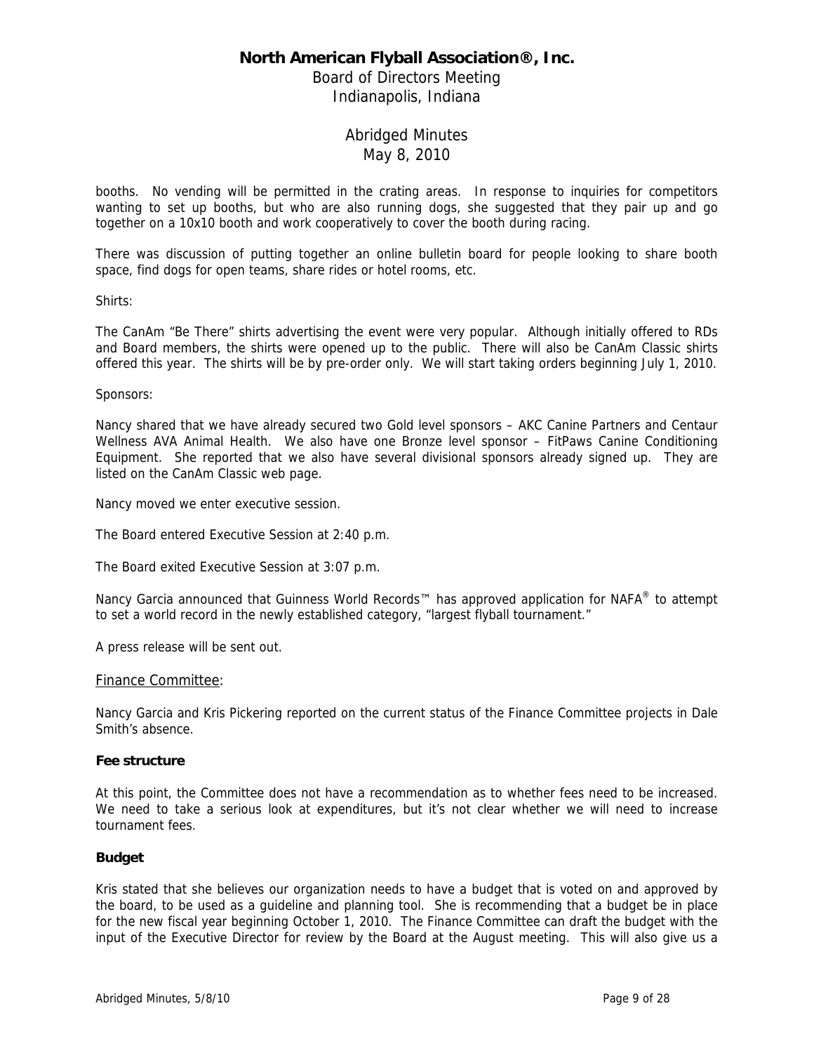booths. No vending will be permitted in the crating areas. In response to inquiries for competitors wanting to set up booths, but who are also running dogs, she suggested that they pair up and go together on a 10x10 booth and work cooperatively to cover the booth during racing.

There was discussion of putting together an online bulletin board for people looking to share booth space, find dogs for open teams, share rides or hotel rooms, etc.

Shirts:

The CanAm "Be There" shirts advertising the event were very popular. Although initially offered to RDs and Board members, the shirts were opened up to the public. There will also be CanAm Classic shirts offered this year. The shirts will be by pre-order only. We will start taking orders beginning July 1, 2010.

Sponsors:

Nancy shared that we have already secured two Gold level sponsors – AKC Canine Partners and Centaur Wellness AVA Animal Health. We also have one Bronze level sponsor – FitPaws Canine Conditioning Equipment. She reported that we also have several divisional sponsors already signed up. They are listed on the CanAm Classic web page.

Nancy moved we enter executive session.

The Board entered Executive Session at 2:40 p.m.

The Board exited Executive Session at 3:07 p.m.

Nancy Garcia announced that Guinness World Records™ has approved application for NAFA® to attempt to set a world record in the newly established category, "largest flyball tournament."

A press release will be sent out.

Finance Committee:

Nancy Garcia and Kris Pickering reported on the current status of the Finance Committee projects in Dale Smith's absence.

**Fee structure**

At this point, the Committee does not have a recommendation as to whether fees need to be increased. We need to take a serious look at expenditures, but it's not clear whether we will need to increase tournament fees.

**Budget**

Kris stated that she believes our organization needs to have a budget that is voted on and approved by the board, to be used as a guideline and planning tool. She is recommending that a budget be in place for the new fiscal year beginning October 1, 2010. The Finance Committee can draft the budget with the input of the Executive Director for review by the Board at the August meeting. This will also give us a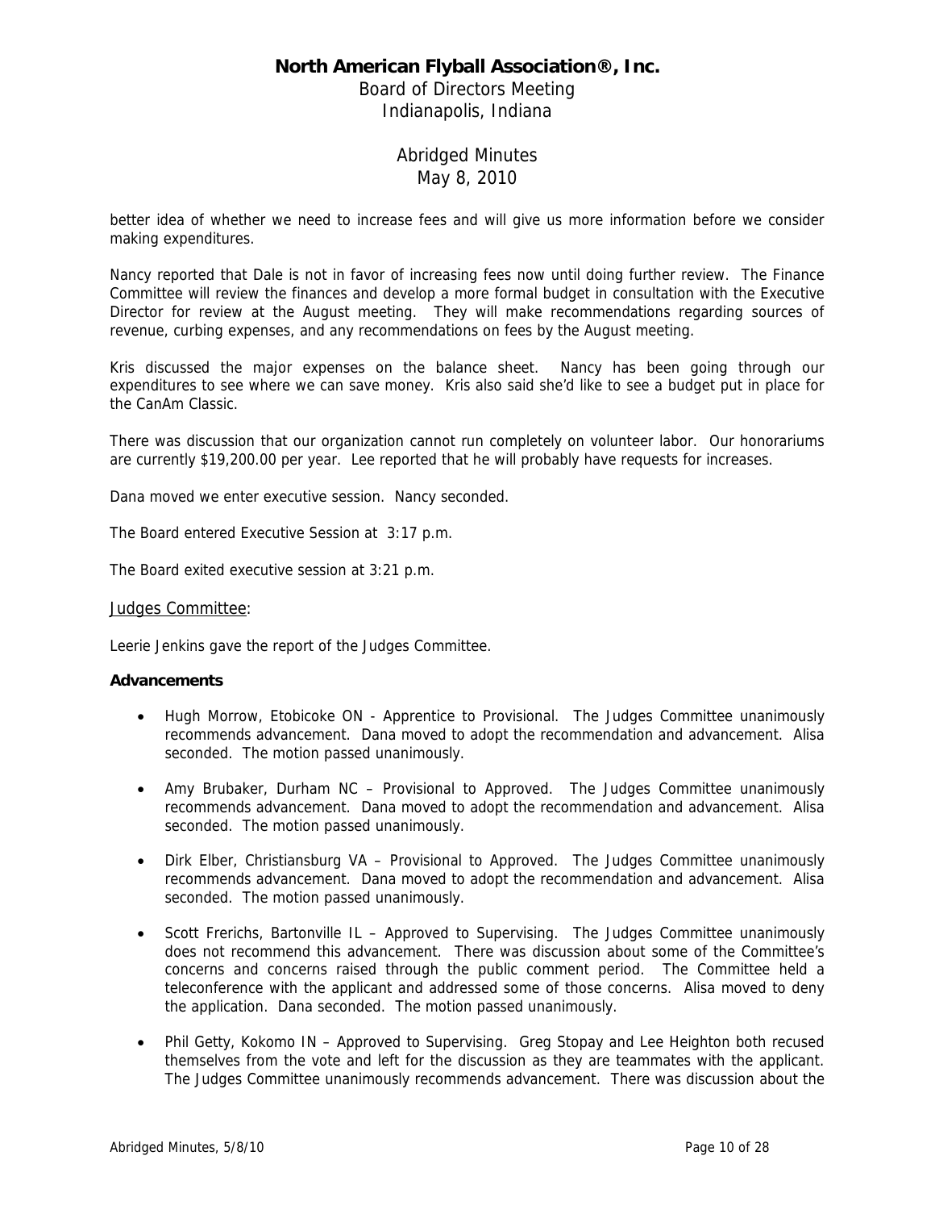better idea of whether we need to increase fees and will give us more information before we consider making expenditures.

Nancy reported that Dale is not in favor of increasing fees now until doing further review. The Finance Committee will review the finances and develop a more formal budget in consultation with the Executive Director for review at the August meeting. They will make recommendations regarding sources of revenue, curbing expenses, and any recommendations on fees by the August meeting.

Kris discussed the major expenses on the balance sheet. Nancy has been going through our expenditures to see where we can save money. Kris also said she'd like to see a budget put in place for the CanAm Classic.

There was discussion that our organization cannot run completely on volunteer labor. Our honorariums are currently $19,200.00 per year. Lee reported that he will probably have requests for increases.

Dana moved we enter executive session. Nancy seconded.

The Board entered Executive Session at 3:17 p.m.

The Board exited executive session at 3:21 p.m.

<u>Judges Committee</u>:

Leerie Jenkins gave the report of the Judges Committee.

**Advancements**

- Hugh Morrow, Etobicoke ON - Apprentice to Provisional. The Judges Committee unanimously recommends advancement. Dana moved to adopt the recommendation and advancement. Alisa seconded. The motion passed unanimously.

- Amy Brubaker, Durham NC – Provisional to Approved. The Judges Committee unanimously recommends advancement. Dana moved to adopt the recommendation and advancement. Alisa seconded. The motion passed unanimously.

- Dirk Elber, Christiansburg VA – Provisional to Approved. The Judges Committee unanimously recommends advancement. Dana moved to adopt the recommendation and advancement. Alisa seconded. The motion passed unanimously.

- Scott Frerichs, Bartonville IL – Approved to Supervising. The Judges Committee unanimously does not recommend this advancement. There was discussion about some of the Committee's concerns and concerns raised through the public comment period. The Committee held a teleconference with the applicant and addressed some of those concerns. Alisa moved to deny the application. Dana seconded. The motion passed unanimously.

- Phil Getty, Kokomo IN – Approved to Supervising. Greg Stopay and Lee Heighton both recused themselves from the vote and left for the discussion as they are teammates with the applicant. The Judges Committee unanimously recommends advancement. There was discussion about the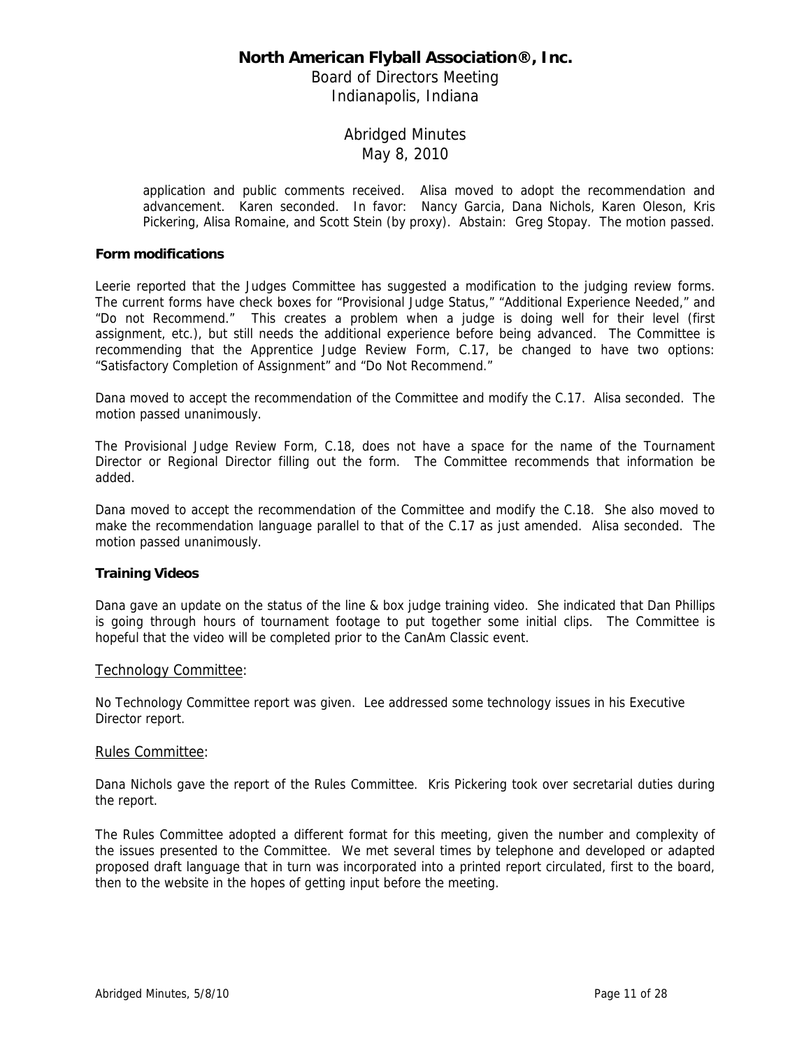application and public comments received. Alisa moved to adopt the recommendation and advancement. Karen seconded. In favor: Nancy Garcia, Dana Nichols, Karen Oleson, Kris Pickering, Alisa Romaine, and Scott Stein (by proxy). Abstain: Greg Stopay. The motion passed.

**Form modifications**

Leerie reported that the Judges Committee has suggested a modification to the judging review forms. The current forms have check boxes for "Provisional Judge Status," "Additional Experience Needed," and "Do not Recommend." This creates a problem when a judge is doing well for their level (first assignment, etc.), but still needs the additional experience before being advanced. The Committee is recommending that the Apprentice Judge Review Form, C.17, be changed to have two options: "Satisfactory Completion of Assignment" and "Do Not Recommend."

Dana moved to accept the recommendation of the Committee and modify the C.17. Alisa seconded. The motion passed unanimously.

The Provisional Judge Review Form, C.18, does not have a space for the name of the Tournament Director or Regional Director filling out the form. The Committee recommends that information be added.

Dana moved to accept the recommendation of the Committee and modify the C.18. She also moved to make the recommendation language parallel to that of the C.17 as just amended. Alisa seconded. The motion passed unanimously.

**Training Videos**

Dana gave an update on the status of the line & box judge training video. She indicated that Dan Phillips is going through hours of tournament footage to put together some initial clips. The Committee is hopeful that the video will be completed prior to the CanAm Classic event.

## Technology Committee:

No Technology Committee report was given. Lee addressed some technology issues in his Executive Director report.

## Rules Committee:

Dana Nichols gave the report of the Rules Committee. Kris Pickering took over secretarial duties during the report.

The Rules Committee adopted a different format for this meeting, given the number and complexity of the issues presented to the Committee. We met several times by telephone and developed or adapted proposed draft language that in turn was incorporated into a printed report circulated, first to the board, then to the website in the hopes of getting input before the meeting.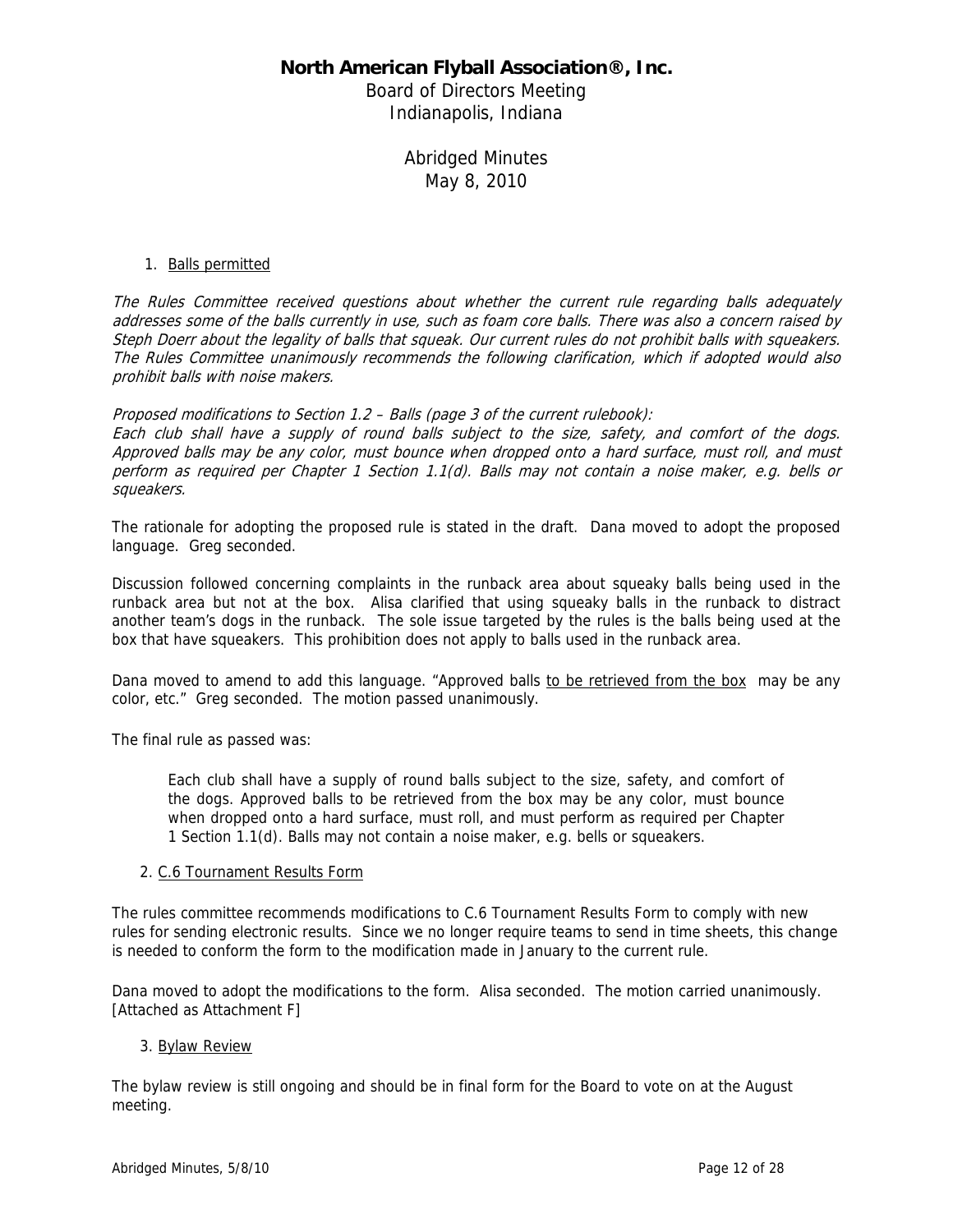# North American Flyball Association®, Inc.

Board of Directors Meeting
Indianapolis, Indiana

Abridged Minutes
May 8, 2010

1. Balls permitted

*The Rules Committee received questions about whether the current rule regarding balls adequately addresses some of the balls currently in use, such as foam core balls. There was also a concern raised by Steph Doerr about the legality of balls that squeak. Our current rules do not prohibit balls with squeakers. The Rules Committee unanimously recommends the following clarification, which if adopted would also prohibit balls with noise makers.*

*Proposed modifications to Section 1.2 – Balls (page 3 of the current rulebook):*
*Each club shall have a supply of round balls subject to the size, safety, and comfort of the dogs. Approved balls may be any color, must bounce when dropped onto a hard surface, must roll, and must perform as required per Chapter 1 Section 1.1(d). Balls may not contain a noise maker, e.g. bells or squeakers.*

The rationale for adopting the proposed rule is stated in the draft. Dana moved to adopt the proposed language. Greg seconded.

Discussion followed concerning complaints in the runback area about squeaky balls being used in the runback area but not at the box. Alisa clarified that using squeaky balls in the runback to distract another team's dogs in the runback. The sole issue targeted by the rules is the balls being used at the box that have squeakers. This prohibition does not apply to balls used in the runback area.

Dana moved to amend to add this language. "Approved balls to be retrieved from the box may be any color, etc." Greg seconded. The motion passed unanimously.

The final rule as passed was:

> Each club shall have a supply of round balls subject to the size, safety, and comfort of the dogs. Approved balls to be retrieved from the box may be any color, must bounce when dropped onto a hard surface, must roll, and must perform as required per Chapter 1 Section 1.1(d). Balls may not contain a noise maker, e.g. bells or squeakers.

2. C.6 Tournament Results Form

The rules committee recommends modifications to C.6 Tournament Results Form to comply with new rules for sending electronic results. Since we no longer require teams to send in time sheets, this change is needed to conform the form to the modification made in January to the current rule.

Dana moved to adopt the modifications to the form. Alisa seconded. The motion carried unanimously. [Attached as Attachment F]

3. Bylaw Review

The bylaw review is still ongoing and should be in final form for the Board to vote on at the August meeting.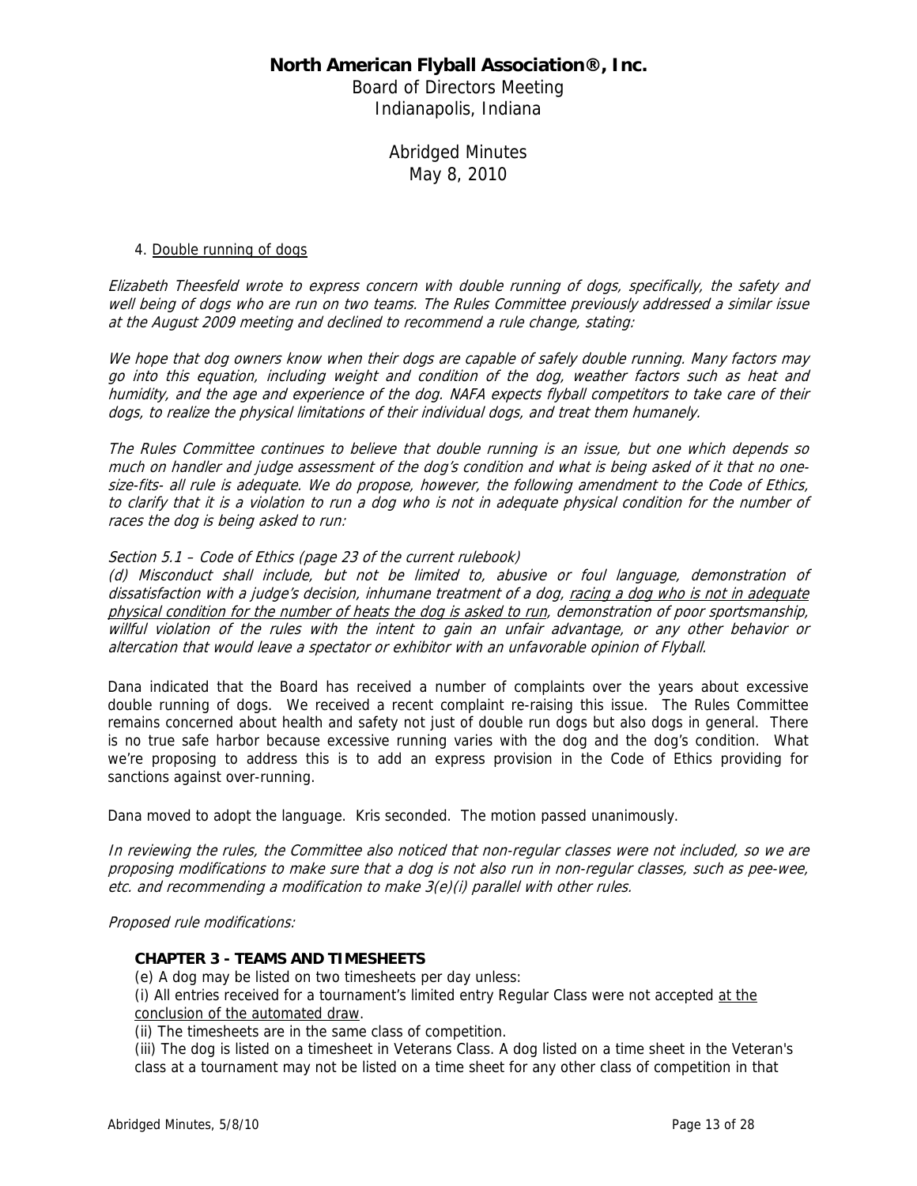4. Double running of dogs

*Elizabeth Theesfeld wrote to express concern with double running of dogs, specifically, the safety and well being of dogs who are run on two teams. The Rules Committee previously addressed a similar issue at the August 2009 meeting and declined to recommend a rule change, stating:*

*We hope that dog owners know when their dogs are capable of safely double running. Many factors may go into this equation, including weight and condition of the dog, weather factors such as heat and humidity, and the age and experience of the dog. NAFA expects flyball competitors to take care of their dogs, to realize the physical limitations of their individual dogs, and treat them humanely.*

*The Rules Committee continues to believe that double running is an issue, but one which depends so much on handler and judge assessment of the dog's condition and what is being asked of it that no one-size-fits- all rule is adequate. We do propose, however, the following amendment to the Code of Ethics, to clarify that it is a violation to run a dog who is not in adequate physical condition for the number of races the dog is being asked to run:*

*Section 5.1 – Code of Ethics (page 23 of the current rulebook)*

*(d) Misconduct shall include, but not be limited to, abusive or foul language, demonstration of dissatisfaction with a judge's decision, inhumane treatment of a dog, <u>racing a dog who is not in adequate physical condition for the number of heats the dog is asked to run</u>, demonstration of poor sportsmanship, willful violation of the rules with the intent to gain an unfair advantage, or any other behavior or altercation that would leave a spectator or exhibitor with an unfavorable opinion of Flyball.*

Dana indicated that the Board has received a number of complaints over the years about excessive double running of dogs. We received a recent complaint re-raising this issue. The Rules Committee remains concerned about health and safety not just of double run dogs but also dogs in general. There is no true safe harbor because excessive running varies with the dog and the dog's condition. What we're proposing to address this is to add an express provision in the Code of Ethics providing for sanctions against over-running.

Dana moved to adopt the language. Kris seconded. The motion passed unanimously.

*In reviewing the rules, the Committee also noticed that non-regular classes were not included, so we are proposing modifications to make sure that a dog is not also run in non-regular classes, such as pee-wee, etc. and recommending a modification to make 3(e)(i) parallel with other rules.*

*Proposed rule modifications:*

**CHAPTER 3 - TEAMS AND TIMESHEETS**

(e) A dog may be listed on two timesheets per day unless:

(i) All entries received for a tournament's limited entry Regular Class were not accepted <u>at the conclusion of the automated draw</u>.

(ii) The timesheets are in the same class of competition.

(iii) The dog is listed on a timesheet in Veterans Class. A dog listed on a time sheet in the Veteran's class at a tournament may not be listed on a time sheet for any other class of competition in that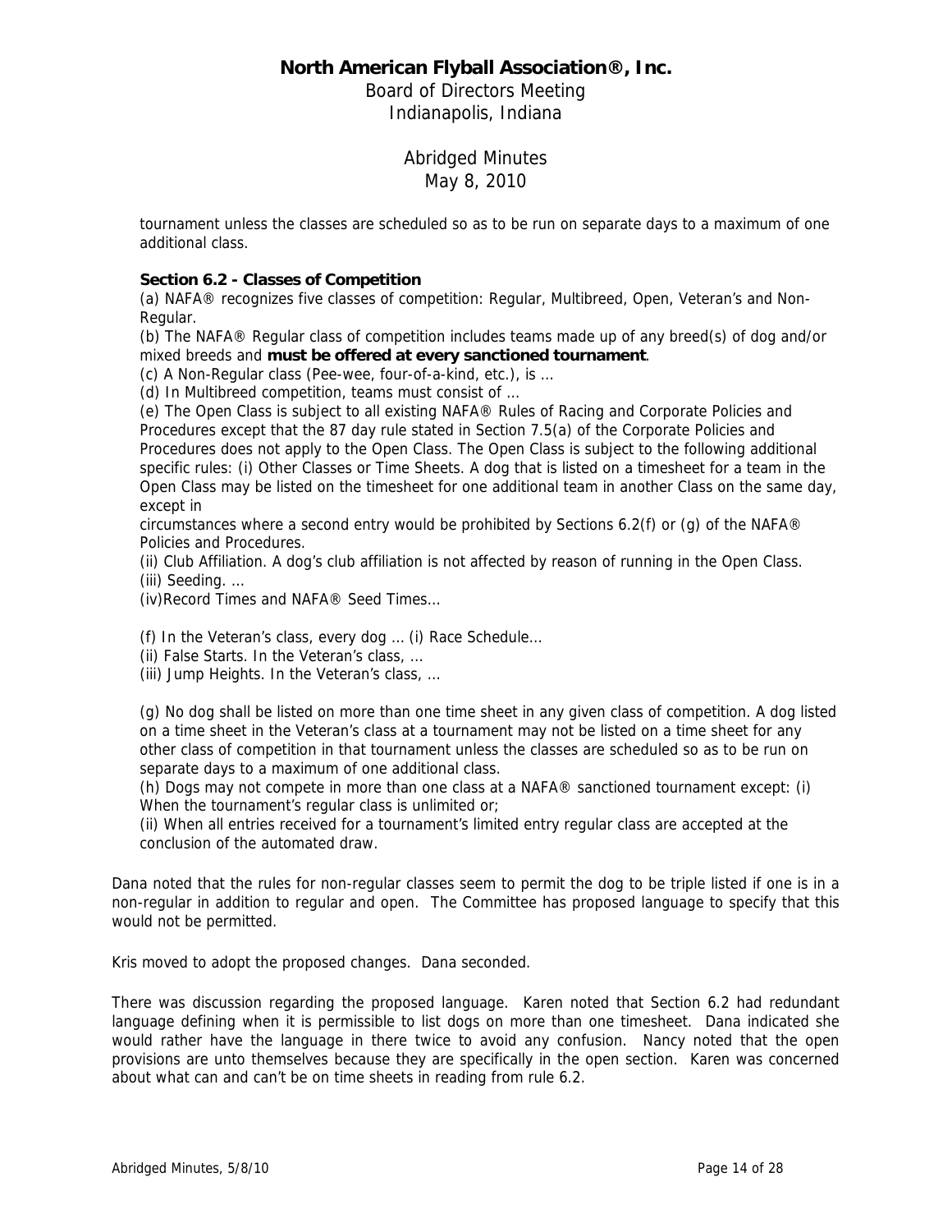tournament unless the classes are scheduled so as to be run on separate days to a maximum of one additional class.

**Section 6.2 - Classes of Competition**

(a) NAFA® recognizes five classes of competition: Regular, Multibreed, Open, Veteran's and Non-Regular.

(b) The NAFA® Regular class of competition includes teams made up of any breed(s) of dog and/or mixed breeds and **must be offered at every sanctioned tournament**.

(c) A Non-Regular class (Pee-wee, four-of-a-kind, etc.), is …

(d) In Multibreed competition, teams must consist of …

(e) The Open Class is subject to all existing NAFA® Rules of Racing and Corporate Policies and Procedures except that the 87 day rule stated in Section 7.5(a) of the Corporate Policies and Procedures does not apply to the Open Class. The Open Class is subject to the following additional specific rules: (i) Other Classes or Time Sheets. A dog that is listed on a timesheet for a team in the Open Class may be listed on the timesheet for one additional team in another Class on the same day, except in

circumstances where a second entry would be prohibited by Sections 6.2(f) or (g) of the NAFA® Policies and Procedures.

(ii) Club Affiliation. A dog's club affiliation is not affected by reason of running in the Open Class.

(iii) Seeding. …

(iv)Record Times and NAFA® Seed Times…

(f) In the Veteran's class, every dog … (i) Race Schedule…

(ii) False Starts. In the Veteran's class, …

(iii) Jump Heights. In the Veteran's class, …

(g) No dog shall be listed on more than one time sheet in any given class of competition. A dog listed on a time sheet in the Veteran's class at a tournament may not be listed on a time sheet for any other class of competition in that tournament unless the classes are scheduled so as to be run on separate days to a maximum of one additional class.

(h) Dogs may not compete in more than one class at a NAFA® sanctioned tournament except: (i) When the tournament's regular class is unlimited or;

(ii) When all entries received for a tournament's limited entry regular class are accepted at the conclusion of the automated draw.

Dana noted that the rules for non-regular classes seem to permit the dog to be triple listed if one is in a non-regular in addition to regular and open. The Committee has proposed language to specify that this would not be permitted.

Kris moved to adopt the proposed changes. Dana seconded.

There was discussion regarding the proposed language. Karen noted that Section 6.2 had redundant language defining when it is permissible to list dogs on more than one timesheet. Dana indicated she would rather have the language in there twice to avoid any confusion. Nancy noted that the open provisions are unto themselves because they are specifically in the open section. Karen was concerned about what can and can't be on time sheets in reading from rule 6.2.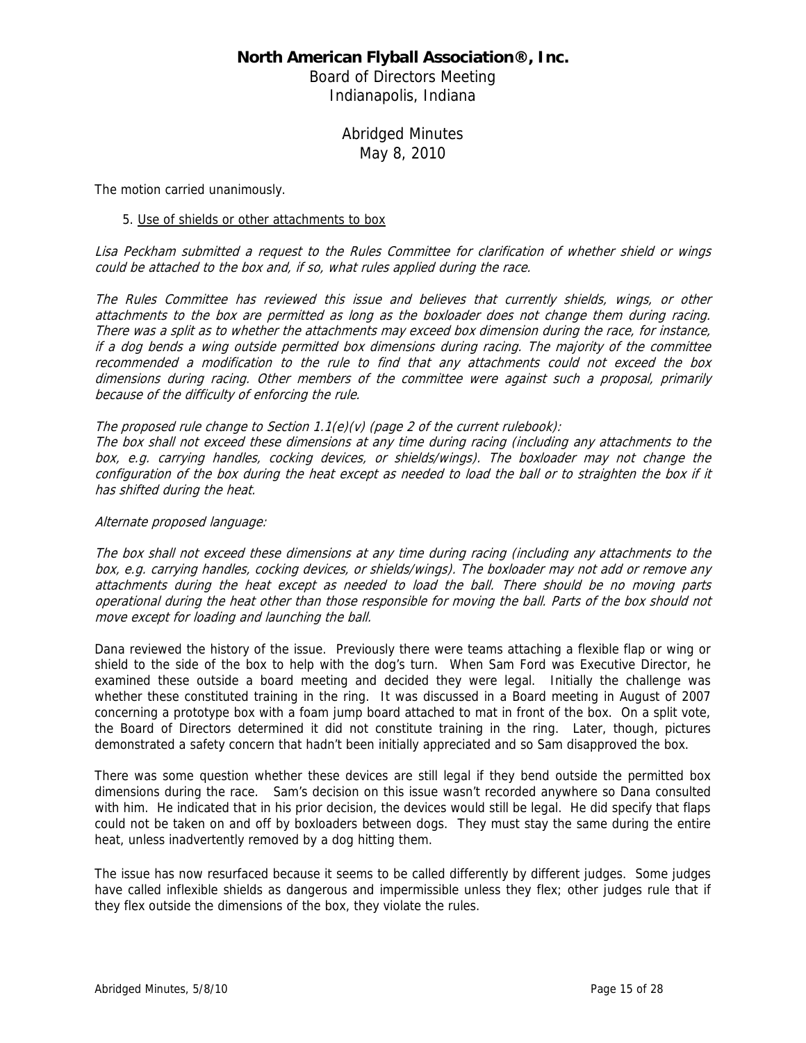The motion carried unanimously.

5. Use of shields or other attachments to box

*Lisa Peckham submitted a request to the Rules Committee for clarification of whether shield or wings could be attached to the box and, if so, what rules applied during the race.*

*The Rules Committee has reviewed this issue and believes that currently shields, wings, or other attachments to the box are permitted as long as the boxloader does not change them during racing. There was a split as to whether the attachments may exceed box dimension during the race, for instance, if a dog bends a wing outside permitted box dimensions during racing. The majority of the committee recommended a modification to the rule to find that any attachments could not exceed the box dimensions during racing. Other members of the committee were against such a proposal, primarily because of the difficulty of enforcing the rule.*

*The proposed rule change to Section 1.1(e)(v) (page 2 of the current rulebook):*
*The box shall not exceed these dimensions at any time during racing (including any attachments to the box, e.g. carrying handles, cocking devices, or shields/wings). The boxloader may not change the configuration of the box during the heat except as needed to load the ball or to straighten the box if it has shifted during the heat.*

*Alternate proposed language:*

*The box shall not exceed these dimensions at any time during racing (including any attachments to the box, e.g. carrying handles, cocking devices, or shields/wings). The boxloader may not add or remove any attachments during the heat except as needed to load the ball. There should be no moving parts operational during the heat other than those responsible for moving the ball. Parts of the box should not move except for loading and launching the ball.*

Dana reviewed the history of the issue. Previously there were teams attaching a flexible flap or wing or shield to the side of the box to help with the dog's turn. When Sam Ford was Executive Director, he examined these outside a board meeting and decided they were legal. Initially the challenge was whether these constituted training in the ring. It was discussed in a Board meeting in August of 2007 concerning a prototype box with a foam jump board attached to mat in front of the box. On a split vote, the Board of Directors determined it did not constitute training in the ring. Later, though, pictures demonstrated a safety concern that hadn't been initially appreciated and so Sam disapproved the box.

There was some question whether these devices are still legal if they bend outside the permitted box dimensions during the race. Sam's decision on this issue wasn't recorded anywhere so Dana consulted with him. He indicated that in his prior decision, the devices would still be legal. He did specify that flaps could not be taken on and off by boxloaders between dogs. They must stay the same during the entire heat, unless inadvertently removed by a dog hitting them.

The issue has now resurfaced because it seems to be called differently by different judges. Some judges have called inflexible shields as dangerous and impermissible unless they flex; other judges rule that if they flex outside the dimensions of the box, they violate the rules.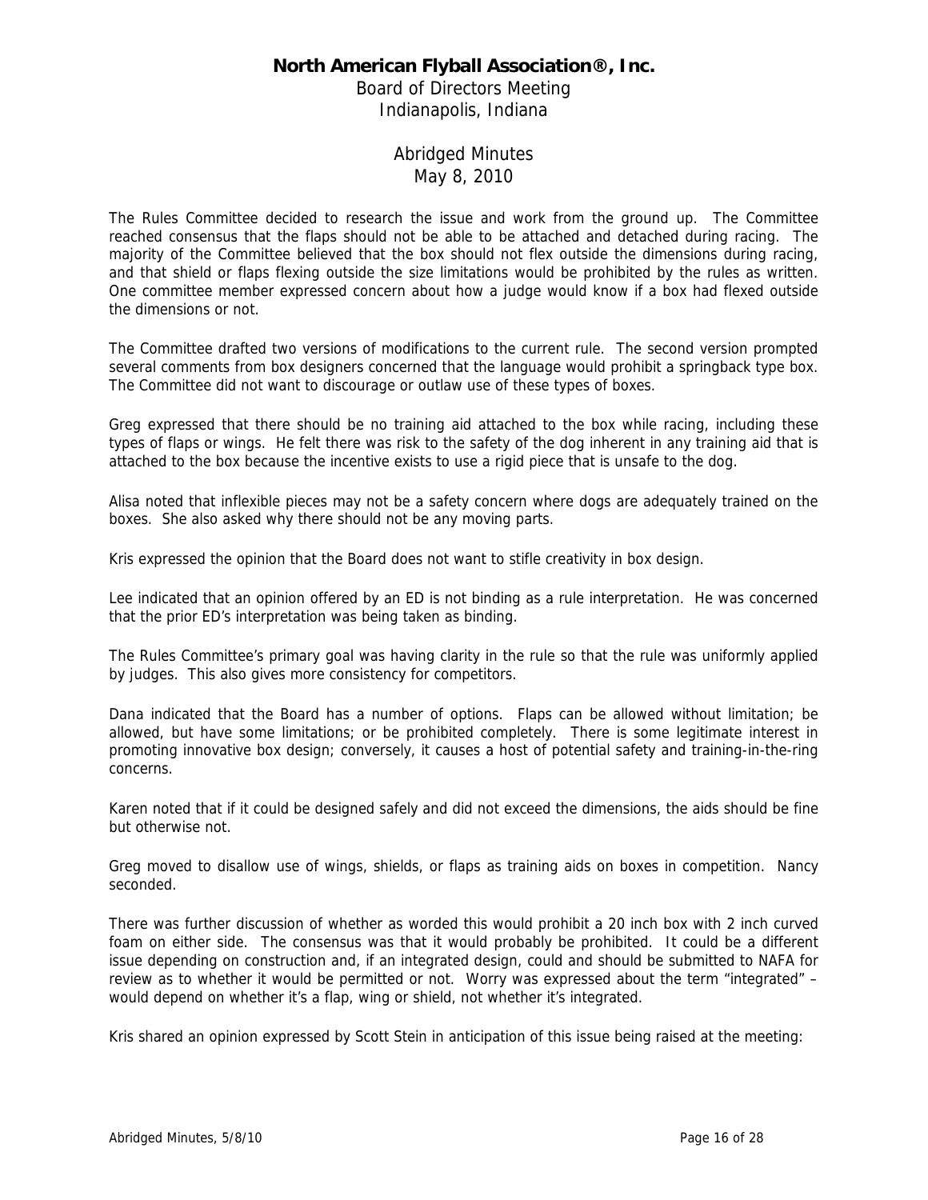# North American Flyball Association®, Inc.

Board of Directors Meeting
Indianapolis, Indiana

## Abridged Minutes
May 8, 2010

The Rules Committee decided to research the issue and work from the ground up. The Committee reached consensus that the flaps should not be able to be attached and detached during racing. The majority of the Committee believed that the box should not flex outside the dimensions during racing, and that shield or flaps flexing outside the size limitations would be prohibited by the rules as written. One committee member expressed concern about how a judge would know if a box had flexed outside the dimensions or not.

The Committee drafted two versions of modifications to the current rule. The second version prompted several comments from box designers concerned that the language would prohibit a springback type box. The Committee did not want to discourage or outlaw use of these types of boxes.

Greg expressed that there should be no training aid attached to the box while racing, including these types of flaps or wings. He felt there was risk to the safety of the dog inherent in any training aid that is attached to the box because the incentive exists to use a rigid piece that is unsafe to the dog.

Alisa noted that inflexible pieces may not be a safety concern where dogs are adequately trained on the boxes. She also asked why there should not be any moving parts.

Kris expressed the opinion that the Board does not want to stifle creativity in box design.

Lee indicated that an opinion offered by an ED is not binding as a rule interpretation. He was concerned that the prior ED's interpretation was being taken as binding.

The Rules Committee's primary goal was having clarity in the rule so that the rule was uniformly applied by judges. This also gives more consistency for competitors.

Dana indicated that the Board has a number of options. Flaps can be allowed without limitation; be allowed, but have some limitations; or be prohibited completely. There is some legitimate interest in promoting innovative box design; conversely, it causes a host of potential safety and training-in-the-ring concerns.

Karen noted that if it could be designed safely and did not exceed the dimensions, the aids should be fine but otherwise not.

Greg moved to disallow use of wings, shields, or flaps as training aids on boxes in competition. Nancy seconded.

There was further discussion of whether as worded this would prohibit a 20 inch box with 2 inch curved foam on either side. The consensus was that it would probably be prohibited. It could be a different issue depending on construction and, if an integrated design, could and should be submitted to NAFA for review as to whether it would be permitted or not. Worry was expressed about the term "integrated" – would depend on whether it's a flap, wing or shield, not whether it's integrated.

Kris shared an opinion expressed by Scott Stein in anticipation of this issue being raised at the meeting: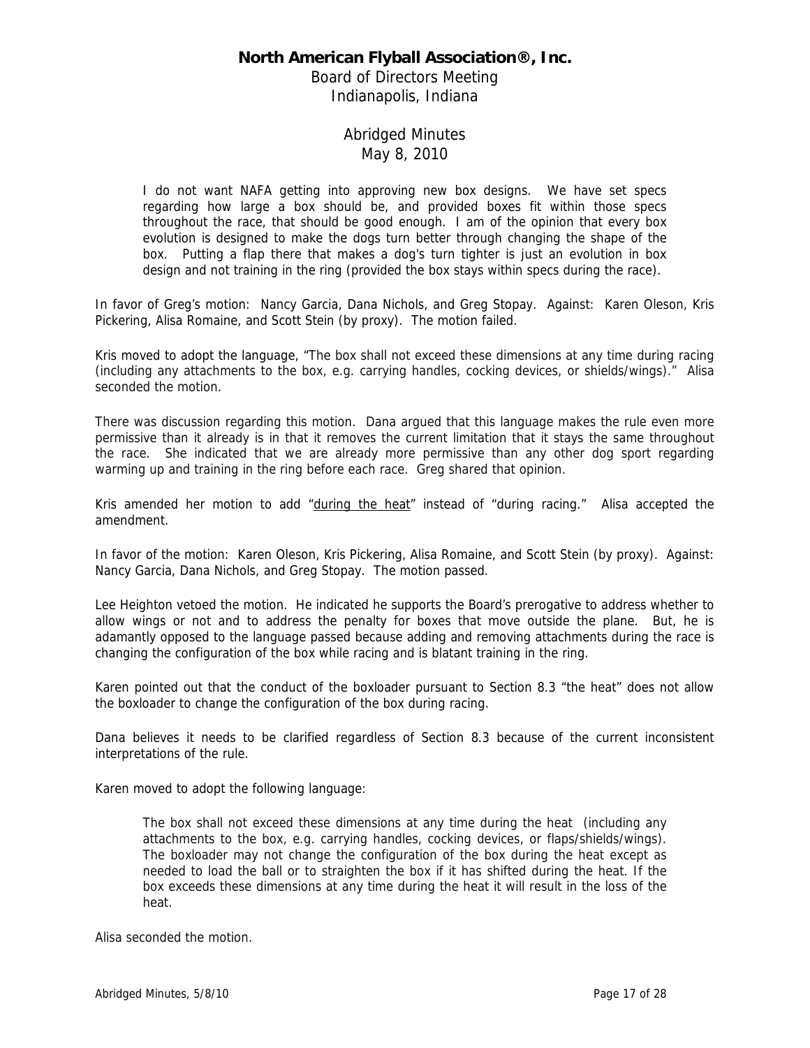> I do not want NAFA getting into approving new box designs. We have set specs regarding how large a box should be, and provided boxes fit within those specs throughout the race, that should be good enough. I am of the opinion that every box evolution is designed to make the dogs turn better through changing the shape of the box. Putting a flap there that makes a dog's turn tighter is just an evolution in box design and not training in the ring (provided the box stays within specs during the race).

In favor of Greg's motion: Nancy Garcia, Dana Nichols, and Greg Stopay. Against: Karen Oleson, Kris Pickering, Alisa Romaine, and Scott Stein (by proxy). The motion failed.

Kris moved to adopt the language, "The box shall not exceed these dimensions at any time during racing (including any attachments to the box, e.g. carrying handles, cocking devices, or shields/wings)." Alisa seconded the motion.

There was discussion regarding this motion. Dana argued that this language makes the rule even more permissive than it already is in that it removes the current limitation that it stays the same throughout the race. She indicated that we are already more permissive than any other dog sport regarding warming up and training in the ring before each race. Greg shared that opinion.

Kris amended her motion to add "<u>during the heat</u>" instead of "during racing." Alisa accepted the amendment.

In favor of the motion: Karen Oleson, Kris Pickering, Alisa Romaine, and Scott Stein (by proxy). Against: Nancy Garcia, Dana Nichols, and Greg Stopay. The motion passed.

Lee Heighton vetoed the motion. He indicated he supports the Board's prerogative to address whether to allow wings or not and to address the penalty for boxes that move outside the plane. But, he is adamantly opposed to the language passed because adding and removing attachments during the race is changing the configuration of the box while racing and is blatant training in the ring.

Karen pointed out that the conduct of the boxloader pursuant to Section 8.3 "the heat" does not allow the boxloader to change the configuration of the box during racing.

Dana believes it needs to be clarified regardless of Section 8.3 because of the current inconsistent interpretations of the rule.

Karen moved to adopt the following language:

> The box shall not exceed these dimensions at any time during the heat (including any attachments to the box, e.g. carrying handles, cocking devices, or flaps/shields/wings). The boxloader may not change the configuration of the box during the heat except as needed to load the ball or to straighten the box if it has shifted during the heat. If the box exceeds these dimensions at any time during the heat it will result in the loss of the heat.

Alisa seconded the motion.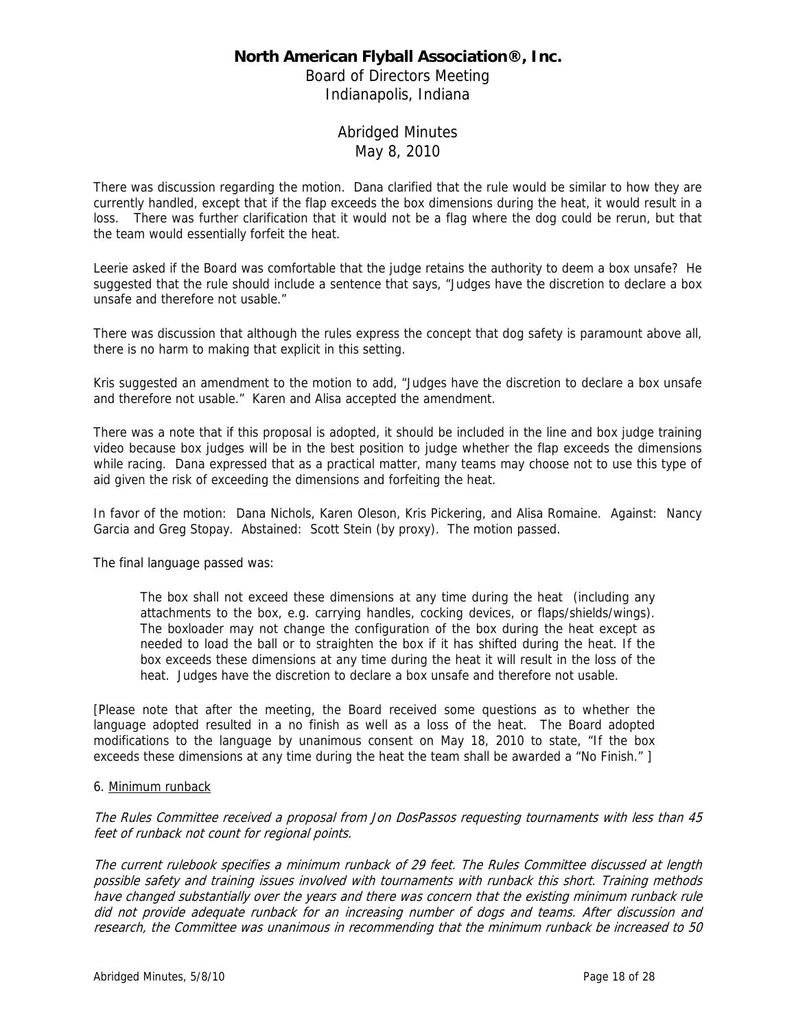There was discussion regarding the motion. Dana clarified that the rule would be similar to how they are currently handled, except that if the flap exceeds the box dimensions during the heat, it would result in a loss. There was further clarification that it would not be a flag where the dog could be rerun, but that the team would essentially forfeit the heat.

Leerie asked if the Board was comfortable that the judge retains the authority to deem a box unsafe? He suggested that the rule should include a sentence that says, "Judges have the discretion to declare a box unsafe and therefore not usable."

There was discussion that although the rules express the concept that dog safety is paramount above all, there is no harm to making that explicit in this setting.

Kris suggested an amendment to the motion to add, "Judges have the discretion to declare a box unsafe and therefore not usable." Karen and Alisa accepted the amendment.

There was a note that if this proposal is adopted, it should be included in the line and box judge training video because box judges will be in the best position to judge whether the flap exceeds the dimensions while racing. Dana expressed that as a practical matter, many teams may choose not to use this type of aid given the risk of exceeding the dimensions and forfeiting the heat.

In favor of the motion: Dana Nichols, Karen Oleson, Kris Pickering, and Alisa Romaine. Against: Nancy Garcia and Greg Stopay. Abstained: Scott Stein (by proxy). The motion passed.

The final language passed was:

> The box shall not exceed these dimensions at any time during the heat (including any attachments to the box, e.g. carrying handles, cocking devices, or flaps/shields/wings). The boxloader may not change the configuration of the box during the heat except as needed to load the ball or to straighten the box if it has shifted during the heat. If the box exceeds these dimensions at any time during the heat it will result in the loss of the heat. Judges have the discretion to declare a box unsafe and therefore not usable.

[Please note that after the meeting, the Board received some questions as to whether the language adopted resulted in a no finish as well as a loss of the heat. The Board adopted modifications to the language by unanimous consent on May 18, 2010 to state, "If the box exceeds these dimensions at any time during the heat the team shall be awarded a "No Finish." ]

6. Minimum runback

*The Rules Committee received a proposal from Jon DosPassos requesting tournaments with less than 45 feet of runback not count for regional points.*

*The current rulebook specifies a minimum runback of 29 feet. The Rules Committee discussed at length possible safety and training issues involved with tournaments with runback this short. Training methods have changed substantially over the years and there was concern that the existing minimum runback rule did not provide adequate runback for an increasing number of dogs and teams. After discussion and research, the Committee was unanimous in recommending that the minimum runback be increased to 50*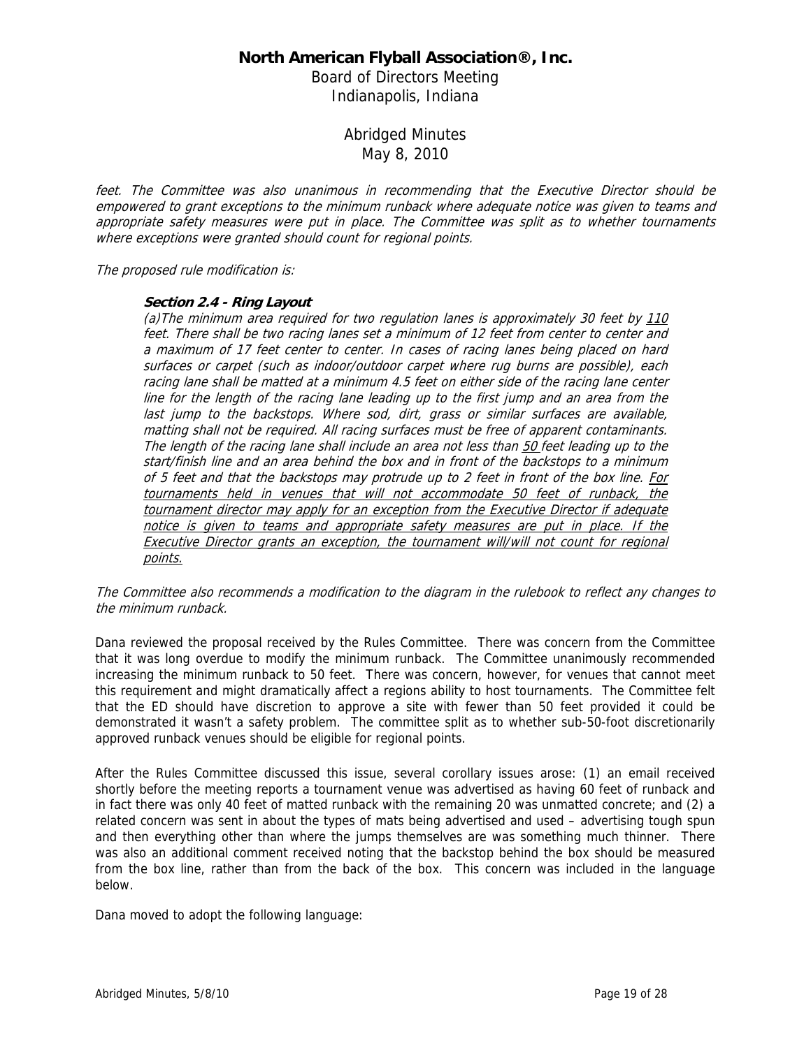*feet. The Committee was also unanimous in recommending that the Executive Director should be empowered to grant exceptions to the minimum runback where adequate notice was given to teams and appropriate safety measures were put in place. The Committee was split as to whether tournaments where exceptions were granted should count for regional points.*

*The proposed rule modification is:*

> ***Section 2.4 - Ring Layout***
>
> *(a)The minimum area required for two regulation lanes is approximately 30 feet by <u>110</u> feet. There shall be two racing lanes set a minimum of 12 feet from center to center and a maximum of 17 feet center to center. In cases of racing lanes being placed on hard surfaces or carpet (such as indoor/outdoor carpet where rug burns are possible), each racing lane shall be matted at a minimum 4.5 feet on either side of the racing lane center line for the length of the racing lane leading up to the first jump and an area from the last jump to the backstops. Where sod, dirt, grass or similar surfaces are available, matting shall not be required. All racing surfaces must be free of apparent contaminants. The length of the racing lane shall include an area not less than <u>50</u> feet leading up to the start/finish line and an area behind the box and in front of the backstops to a minimum of 5 feet and that the backstops may protrude up to 2 feet in front of the box line. <u>For tournaments held in venues that will not accommodate 50 feet of runback, the tournament director may apply for an exception from the Executive Director if adequate notice is given to teams and appropriate safety measures are put in place. If the Executive Director grants an exception, the tournament will/will not count for regional points.</u>*

*The Committee also recommends a modification to the diagram in the rulebook to reflect any changes to the minimum runback.*

Dana reviewed the proposal received by the Rules Committee. There was concern from the Committee that it was long overdue to modify the minimum runback. The Committee unanimously recommended increasing the minimum runback to 50 feet. There was concern, however, for venues that cannot meet this requirement and might dramatically affect a regions ability to host tournaments. The Committee felt that the ED should have discretion to approve a site with fewer than 50 feet provided it could be demonstrated it wasn't a safety problem. The committee split as to whether sub-50-foot discretionarily approved runback venues should be eligible for regional points.

After the Rules Committee discussed this issue, several corollary issues arose: (1) an email received shortly before the meeting reports a tournament venue was advertised as having 60 feet of runback and in fact there was only 40 feet of matted runback with the remaining 20 was unmatted concrete; and (2) a related concern was sent in about the types of mats being advertised and used – advertising tough spun and then everything other than where the jumps themselves are was something much thinner. There was also an additional comment received noting that the backstop behind the box should be measured from the box line, rather than from the back of the box. This concern was included in the language below.

Dana moved to adopt the following language: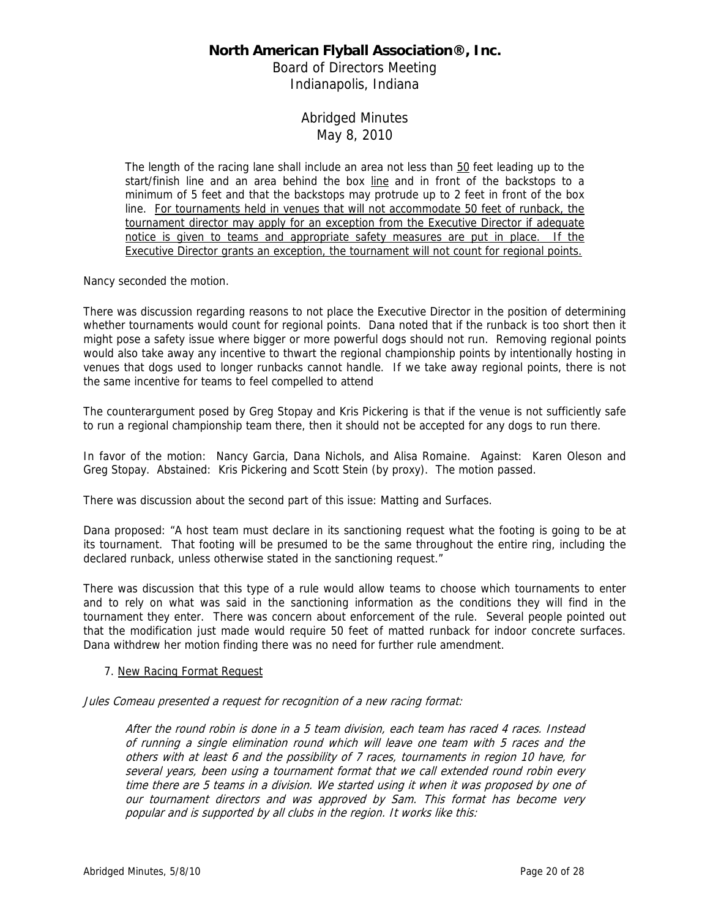The length of the racing lane shall include an area not less than <u>50</u> feet leading up to the start/finish line and an area behind the box <u>line</u> and in front of the backstops to a minimum of 5 feet and that the backstops may protrude up to 2 feet in front of the box line. <u>For tournaments held in venues that will not accommodate 50 feet of runback, the tournament director may apply for an exception from the Executive Director if adequate notice is given to teams and appropriate safety measures are put in place. If the Executive Director grants an exception, the tournament will not count for regional points.</u>

Nancy seconded the motion.

There was discussion regarding reasons to not place the Executive Director in the position of determining whether tournaments would count for regional points. Dana noted that if the runback is too short then it might pose a safety issue where bigger or more powerful dogs should not run. Removing regional points would also take away any incentive to thwart the regional championship points by intentionally hosting in venues that dogs used to longer runbacks cannot handle. If we take away regional points, there is not the same incentive for teams to feel compelled to attend

The counterargument posed by Greg Stopay and Kris Pickering is that if the venue is not sufficiently safe to run a regional championship team there, then it should not be accepted for any dogs to run there.

In favor of the motion: Nancy Garcia, Dana Nichols, and Alisa Romaine. Against: Karen Oleson and Greg Stopay. Abstained: Kris Pickering and Scott Stein (by proxy). The motion passed.

There was discussion about the second part of this issue: Matting and Surfaces.

Dana proposed: "A host team must declare in its sanctioning request what the footing is going to be at its tournament. That footing will be presumed to be the same throughout the entire ring, including the declared runback, unless otherwise stated in the sanctioning request."

There was discussion that this type of a rule would allow teams to choose which tournaments to enter and to rely on what was said in the sanctioning information as the conditions they will find in the tournament they enter. There was concern about enforcement of the rule. Several people pointed out that the modification just made would require 50 feet of matted runback for indoor concrete surfaces. Dana withdrew her motion finding there was no need for further rule amendment.

7. <u>New Racing Format Request</u>

*Jules Comeau presented a request for recognition of a new racing format:*

> *After the round robin is done in a 5 team division, each team has raced 4 races. Instead of running a single elimination round which will leave one team with 5 races and the others with at least 6 and the possibility of 7 races, tournaments in region 10 have, for several years, been using a tournament format that we call extended round robin every time there are 5 teams in a division. We started using it when it was proposed by one of our tournament directors and was approved by Sam. This format has become very popular and is supported by all clubs in the region. It works like this:*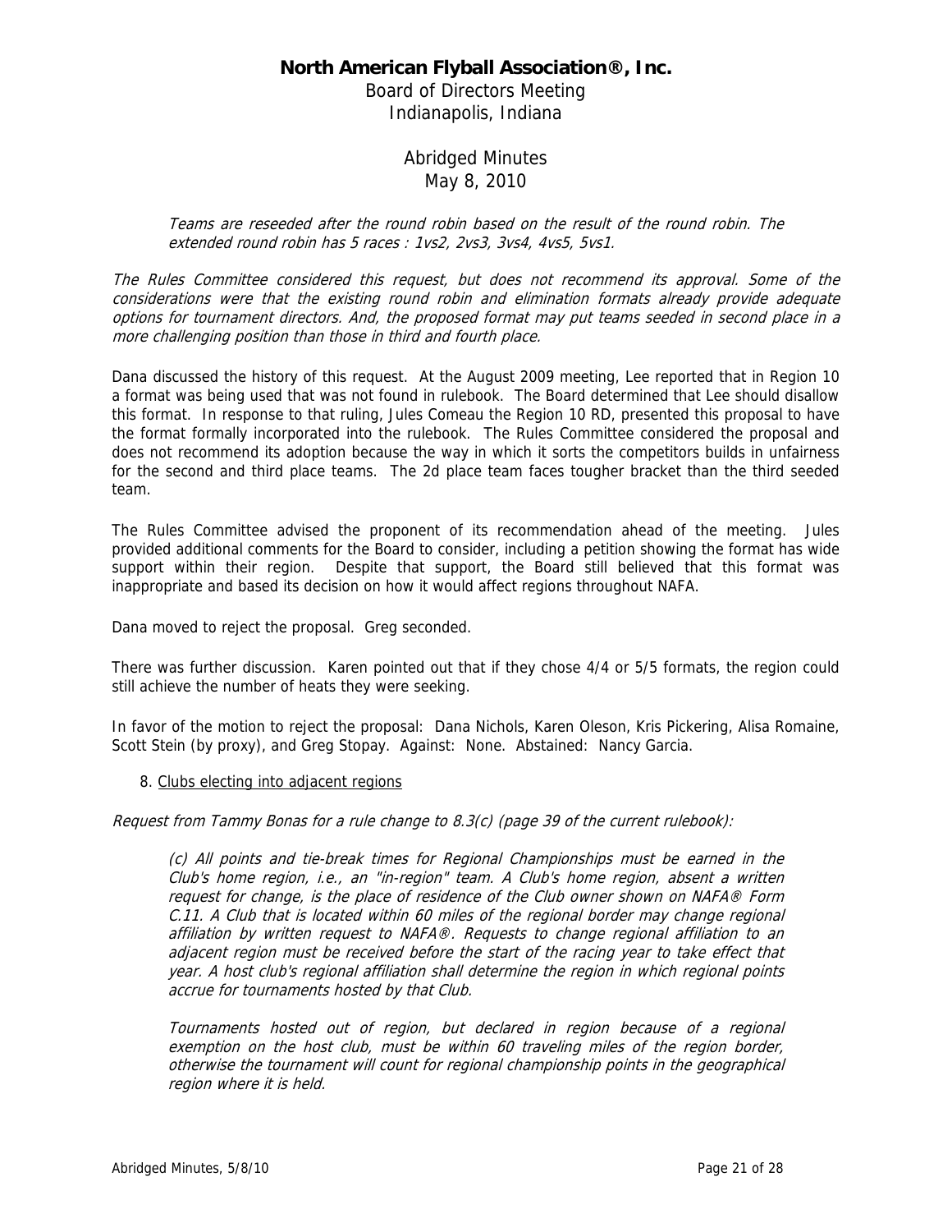*Teams are reseeded after the round robin based on the result of the round robin. The extended round robin has 5 races : 1vs2, 2vs3, 3vs4, 4vs5, 5vs1.*

*The Rules Committee considered this request, but does not recommend its approval. Some of the considerations were that the existing round robin and elimination formats already provide adequate options for tournament directors. And, the proposed format may put teams seeded in second place in a more challenging position than those in third and fourth place.*

Dana discussed the history of this request. At the August 2009 meeting, Lee reported that in Region 10 a format was being used that was not found in rulebook. The Board determined that Lee should disallow this format. In response to that ruling, Jules Comeau the Region 10 RD, presented this proposal to have the format formally incorporated into the rulebook. The Rules Committee considered the proposal and does not recommend its adoption because the way in which it sorts the competitors builds in unfairness for the second and third place teams. The 2d place team faces tougher bracket than the third seeded team.

The Rules Committee advised the proponent of its recommendation ahead of the meeting. Jules provided additional comments for the Board to consider, including a petition showing the format has wide support within their region. Despite that support, the Board still believed that this format was inappropriate and based its decision on how it would affect regions throughout NAFA.

Dana moved to reject the proposal. Greg seconded.

There was further discussion. Karen pointed out that if they chose 4/4 or 5/5 formats, the region could still achieve the number of heats they were seeking.

In favor of the motion to reject the proposal: Dana Nichols, Karen Oleson, Kris Pickering, Alisa Romaine, Scott Stein (by proxy), and Greg Stopay. Against: None. Abstained: Nancy Garcia.

8. Clubs electing into adjacent regions

*Request from Tammy Bonas for a rule change to 8.3(c) (page 39 of the current rulebook):*

*(c) All points and tie-break times for Regional Championships must be earned in the Club's home region, i.e., an "in-region" team. A Club's home region, absent a written request for change, is the place of residence of the Club owner shown on NAFA® Form C.11. A Club that is located within 60 miles of the regional border may change regional affiliation by written request to NAFA®. Requests to change regional affiliation to an adjacent region must be received before the start of the racing year to take effect that year. A host club's regional affiliation shall determine the region in which regional points accrue for tournaments hosted by that Club.*

*Tournaments hosted out of region, but declared in region because of a regional exemption on the host club, must be within 60 traveling miles of the region border, otherwise the tournament will count for regional championship points in the geographical region where it is held.*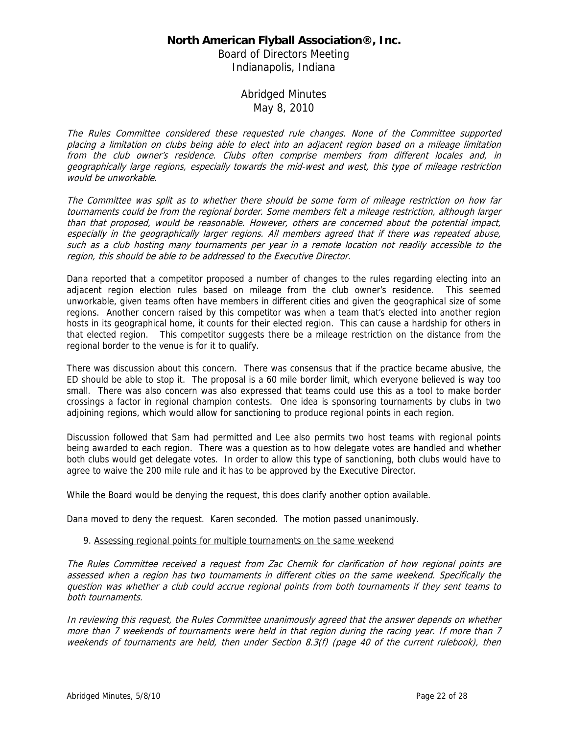**North American Flyball Association®, Inc.**
Board of Directors Meeting
Indianapolis, Indiana

Abridged Minutes
May 8, 2010

*The Rules Committee considered these requested rule changes. None of the Committee supported placing a limitation on clubs being able to elect into an adjacent region based on a mileage limitation from the club owner's residence. Clubs often comprise members from different locales and, in geographically large regions, especially towards the mid-west and west, this type of mileage restriction would be unworkable.*

*The Committee was split as to whether there should be some form of mileage restriction on how far tournaments could be from the regional border. Some members felt a mileage restriction, although larger than that proposed, would be reasonable. However, others are concerned about the potential impact, especially in the geographically larger regions. All members agreed that if there was repeated abuse, such as a club hosting many tournaments per year in a remote location not readily accessible to the region, this should be able to be addressed to the Executive Director.*

Dana reported that a competitor proposed a number of changes to the rules regarding electing into an adjacent region election rules based on mileage from the club owner's residence. This seemed unworkable, given teams often have members in different cities and given the geographical size of some regions. Another concern raised by this competitor was when a team that's elected into another region hosts in its geographical home, it counts for their elected region. This can cause a hardship for others in that elected region. This competitor suggests there be a mileage restriction on the distance from the regional border to the venue is for it to qualify.

There was discussion about this concern. There was consensus that if the practice became abusive, the ED should be able to stop it. The proposal is a 60 mile border limit, which everyone believed is way too small. There was also concern was also expressed that teams could use this as a tool to make border crossings a factor in regional champion contests. One idea is sponsoring tournaments by clubs in two adjoining regions, which would allow for sanctioning to produce regional points in each region.

Discussion followed that Sam had permitted and Lee also permits two host teams with regional points being awarded to each region. There was a question as to how delegate votes are handled and whether both clubs would get delegate votes. In order to allow this type of sanctioning, both clubs would have to agree to waive the 200 mile rule and it has to be approved by the Executive Director.

While the Board would be denying the request, this does clarify another option available.

Dana moved to deny the request. Karen seconded. The motion passed unanimously.

9. Assessing regional points for multiple tournaments on the same weekend

*The Rules Committee received a request from Zac Chernik for clarification of how regional points are assessed when a region has two tournaments in different cities on the same weekend. Specifically the question was whether a club could accrue regional points from both tournaments if they sent teams to both tournaments.*

*In reviewing this request, the Rules Committee unanimously agreed that the answer depends on whether more than 7 weekends of tournaments were held in that region during the racing year. If more than 7 weekends of tournaments are held, then under Section 8.3(f) (page 40 of the current rulebook), then*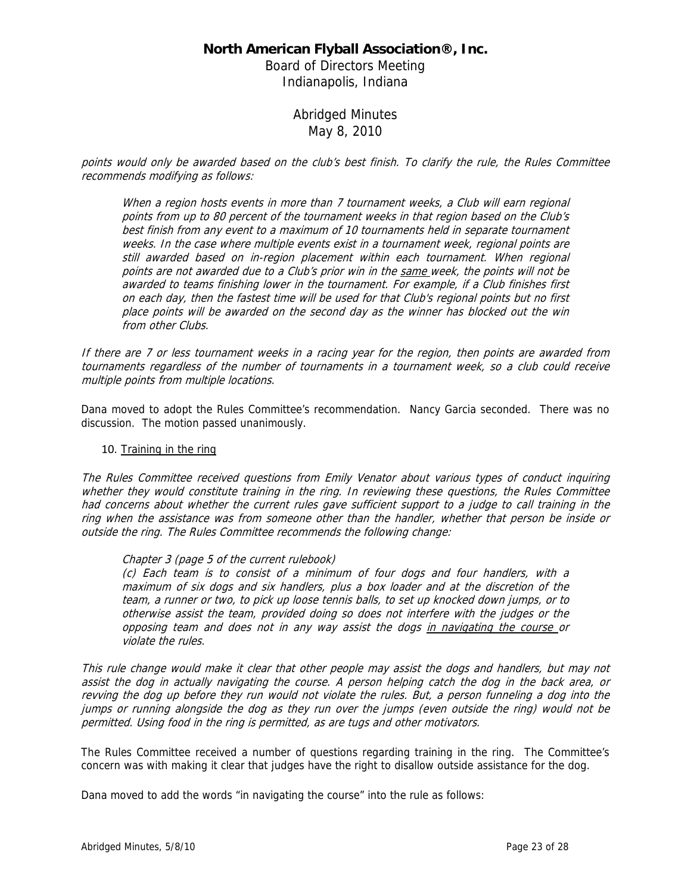*points would only be awarded based on the club's best finish. To clarify the rule, the Rules Committee recommends modifying as follows:*

> *When a region hosts events in more than 7 tournament weeks, a Club will earn regional points from up to 80 percent of the tournament weeks in that region based on the Club's best finish from any event to a maximum of 10 tournaments held in separate tournament weeks. In the case where multiple events exist in a tournament week, regional points are still awarded based on in-region placement within each tournament. When regional points are not awarded due to a Club's prior win in the <u>same</u> week, the points will not be awarded to teams finishing lower in the tournament. For example, if a Club finishes first on each day, then the fastest time will be used for that Club's regional points but no first place points will be awarded on the second day as the winner has blocked out the win from other Clubs.*

*If there are 7 or less tournament weeks in a racing year for the region, then points are awarded from tournaments regardless of the number of tournaments in a tournament week, so a club could receive multiple points from multiple locations.*

Dana moved to adopt the Rules Committee's recommendation. Nancy Garcia seconded. There was no discussion. The motion passed unanimously.

10. <u>Training in the ring</u>

*The Rules Committee received questions from Emily Venator about various types of conduct inquiring whether they would constitute training in the ring. In reviewing these questions, the Rules Committee had concerns about whether the current rules gave sufficient support to a judge to call training in the ring when the assistance was from someone other than the handler, whether that person be inside or outside the ring. The Rules Committee recommends the following change:*

> *Chapter 3 (page 5 of the current rulebook)*
>
> *(c) Each team is to consist of a minimum of four dogs and four handlers, with a maximum of six dogs and six handlers, plus a box loader and at the discretion of the team, a runner or two, to pick up loose tennis balls, to set up knocked down jumps, or to otherwise assist the team, provided doing so does not interfere with the judges or the opposing team and does not in any way assist the dogs <u>in navigating the course</u> or violate the rules.*

*This rule change would make it clear that other people may assist the dogs and handlers, but may not assist the dog in actually navigating the course. A person helping catch the dog in the back area, or revving the dog up before they run would not violate the rules. But, a person funneling a dog into the jumps or running alongside the dog as they run over the jumps (even outside the ring) would not be permitted. Using food in the ring is permitted, as are tugs and other motivators.*

The Rules Committee received a number of questions regarding training in the ring. The Committee's concern was with making it clear that judges have the right to disallow outside assistance for the dog.

Dana moved to add the words "in navigating the course" into the rule as follows: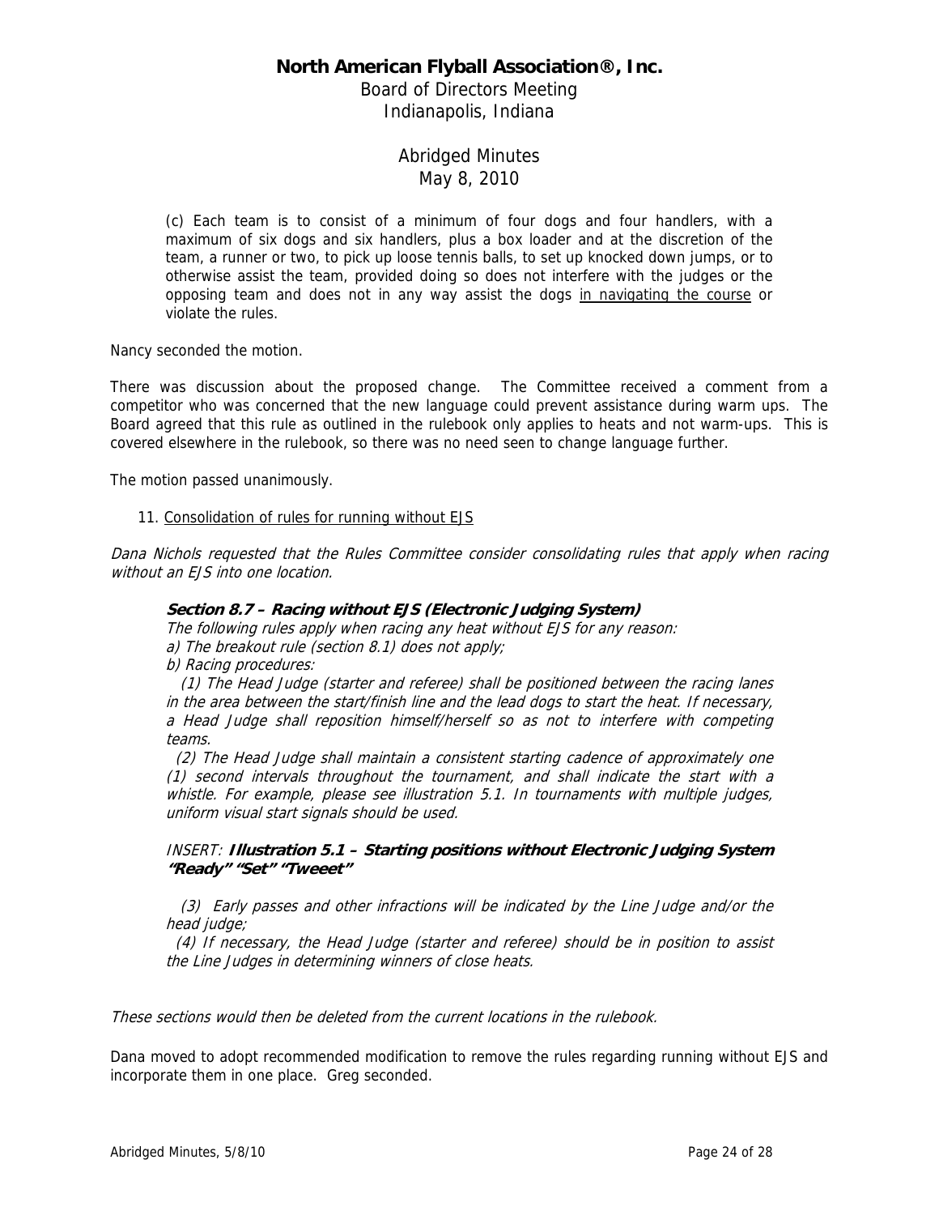(c) Each team is to consist of a minimum of four dogs and four handlers, with a maximum of six dogs and six handlers, plus a box loader and at the discretion of the team, a runner or two, to pick up loose tennis balls, to set up knocked down jumps, or to otherwise assist the team, provided doing so does not interfere with the judges or the opposing team and does not in any way assist the dogs <u>in navigating the course</u> or violate the rules.

Nancy seconded the motion.

There was discussion about the proposed change. The Committee received a comment from a competitor who was concerned that the new language could prevent assistance during warm ups. The Board agreed that this rule as outlined in the rulebook only applies to heats and not warm-ups. This is covered elsewhere in the rulebook, so there was no need seen to change language further.

The motion passed unanimously.

11. <u>Consolidation of rules for running without EJS</u>

*Dana Nichols requested that the Rules Committee consider consolidating rules that apply when racing without an EJS into one location.*

***Section 8.7 – Racing without EJS (Electronic Judging System)***

*The following rules apply when racing any heat without EJS for any reason:*

*a) The breakout rule (section 8.1) does not apply;*

*b) Racing procedures:*

*(1) The Head Judge (starter and referee) shall be positioned between the racing lanes in the area between the start/finish line and the lead dogs to start the heat. If necessary, a Head Judge shall reposition himself/herself so as not to interfere with competing teams.*

*(2) The Head Judge shall maintain a consistent starting cadence of approximately one (1) second intervals throughout the tournament, and shall indicate the start with a whistle. For example, please see illustration 5.1. In tournaments with multiple judges, uniform visual start signals should be used.*

*INSERT:* ***Illustration 5.1 – Starting positions without Electronic Judging System "Ready" "Set" "Tweeet"***

*(3) Early passes and other infractions will be indicated by the Line Judge and/or the head judge;*

*(4) If necessary, the Head Judge (starter and referee) should be in position to assist the Line Judges in determining winners of close heats.*

*These sections would then be deleted from the current locations in the rulebook.*

Dana moved to adopt recommended modification to remove the rules regarding running without EJS and incorporate them in one place. Greg seconded.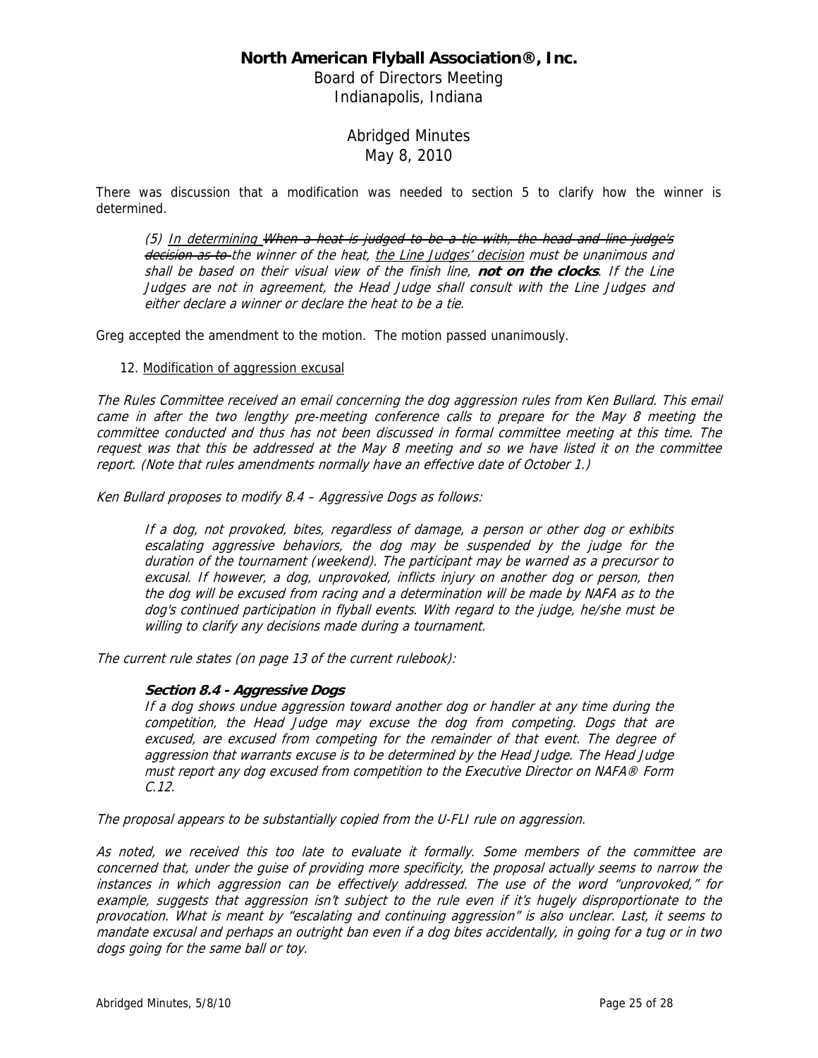# North American Flyball Association®, Inc.

Board of Directors Meeting
Indianapolis, Indiana

Abridged Minutes
May 8, 2010

There was discussion that a modification was needed to section 5 to clarify how the winner is determined.

> *(5) <u>In determining</u> ~~When a heat is judged to be a tie with, the head and line judge's decision as to~~ the winner of the heat, <u>the Line Judges' decision</u> must be unanimous and shall be based on their visual view of the finish line, **not on the clocks**. If the Line Judges are not in agreement, the Head Judge shall consult with the Line Judges and either declare a winner or declare the heat to be a tie.*

Greg accepted the amendment to the motion. The motion passed unanimously.

12. <u>Modification of aggression excusal</u>

*The Rules Committee received an email concerning the dog aggression rules from Ken Bullard. This email came in after the two lengthy pre-meeting conference calls to prepare for the May 8 meeting the committee conducted and thus has not been discussed in formal committee meeting at this time. The request was that this be addressed at the May 8 meeting and so we have listed it on the committee report. (Note that rules amendments normally have an effective date of October 1.)*

*Ken Bullard proposes to modify 8.4 – Aggressive Dogs as follows:*

> *If a dog, not provoked, bites, regardless of damage, a person or other dog or exhibits escalating aggressive behaviors, the dog may be suspended by the judge for the duration of the tournament (weekend). The participant may be warned as a precursor to excusal. If however, a dog, unprovoked, inflicts injury on another dog or person, then the dog will be excused from racing and a determination will be made by NAFA as to the dog's continued participation in flyball events. With regard to the judge, he/she must be willing to clarify any decisions made during a tournament.*

*The current rule states (on page 13 of the current rulebook):*

> ***Section 8.4 - Aggressive Dogs***
> *If a dog shows undue aggression toward another dog or handler at any time during the competition, the Head Judge may excuse the dog from competing. Dogs that are excused, are excused from competing for the remainder of that event. The degree of aggression that warrants excuse is to be determined by the Head Judge. The Head Judge must report any dog excused from competition to the Executive Director on NAFA® Form C.12.*

*The proposal appears to be substantially copied from the U-FLI rule on aggression.*

*As noted, we received this too late to evaluate it formally. Some members of the committee are concerned that, under the guise of providing more specificity, the proposal actually seems to narrow the instances in which aggression can be effectively addressed. The use of the word "unprovoked," for example, suggests that aggression isn't subject to the rule even if it's hugely disproportionate to the provocation. What is meant by "escalating and continuing aggression" is also unclear. Last, it seems to mandate excusal and perhaps an outright ban even if a dog bites accidentally, in going for a tug or in two dogs going for the same ball or toy.*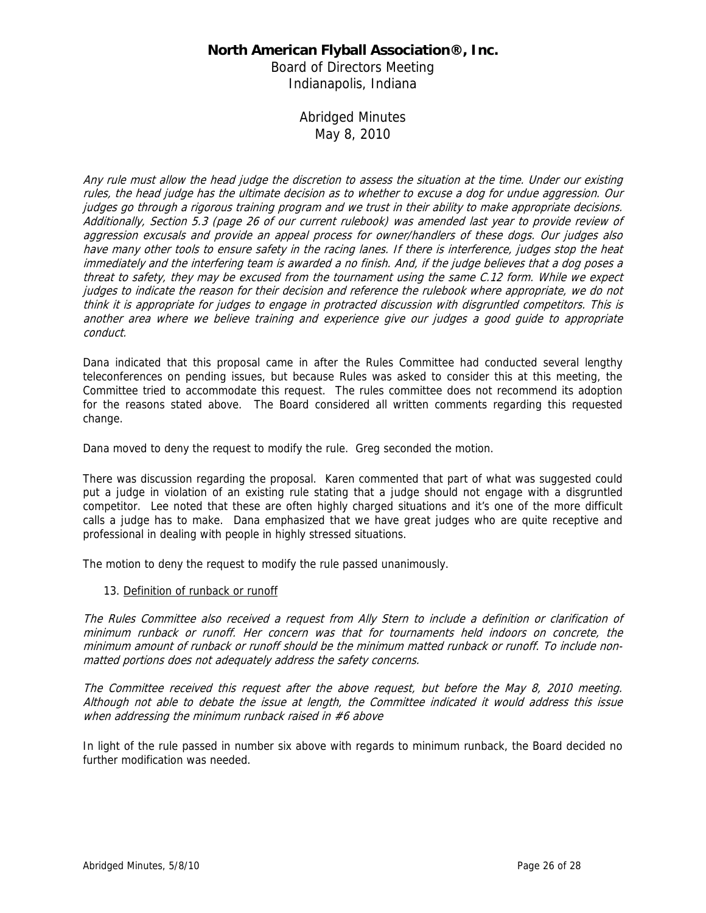*Any rule must allow the head judge the discretion to assess the situation at the time. Under our existing rules, the head judge has the ultimate decision as to whether to excuse a dog for undue aggression. Our judges go through a rigorous training program and we trust in their ability to make appropriate decisions. Additionally, Section 5.3 (page 26 of our current rulebook) was amended last year to provide review of aggression excusals and provide an appeal process for owner/handlers of these dogs. Our judges also have many other tools to ensure safety in the racing lanes. If there is interference, judges stop the heat immediately and the interfering team is awarded a no finish. And, if the judge believes that a dog poses a threat to safety, they may be excused from the tournament using the same C.12 form. While we expect judges to indicate the reason for their decision and reference the rulebook where appropriate, we do not think it is appropriate for judges to engage in protracted discussion with disgruntled competitors. This is another area where we believe training and experience give our judges a good guide to appropriate conduct.*

Dana indicated that this proposal came in after the Rules Committee had conducted several lengthy teleconferences on pending issues, but because Rules was asked to consider this at this meeting, the Committee tried to accommodate this request. The rules committee does not recommend its adoption for the reasons stated above. The Board considered all written comments regarding this requested change.

Dana moved to deny the request to modify the rule. Greg seconded the motion.

There was discussion regarding the proposal. Karen commented that part of what was suggested could put a judge in violation of an existing rule stating that a judge should not engage with a disgruntled competitor. Lee noted that these are often highly charged situations and it's one of the more difficult calls a judge has to make. Dana emphasized that we have great judges who are quite receptive and professional in dealing with people in highly stressed situations.

The motion to deny the request to modify the rule passed unanimously.

13. <u>Definition of runback or runoff</u>

*The Rules Committee also received a request from Ally Stern to include a definition or clarification of minimum runback or runoff. Her concern was that for tournaments held indoors on concrete, the minimum amount of runback or runoff should be the minimum matted runback or runoff. To include non-matted portions does not adequately address the safety concerns.*

*The Committee received this request after the above request, but before the May 8, 2010 meeting. Although not able to debate the issue at length, the Committee indicated it would address this issue when addressing the minimum runback raised in #6 above*

In light of the rule passed in number six above with regards to minimum runback, the Board decided no further modification was needed.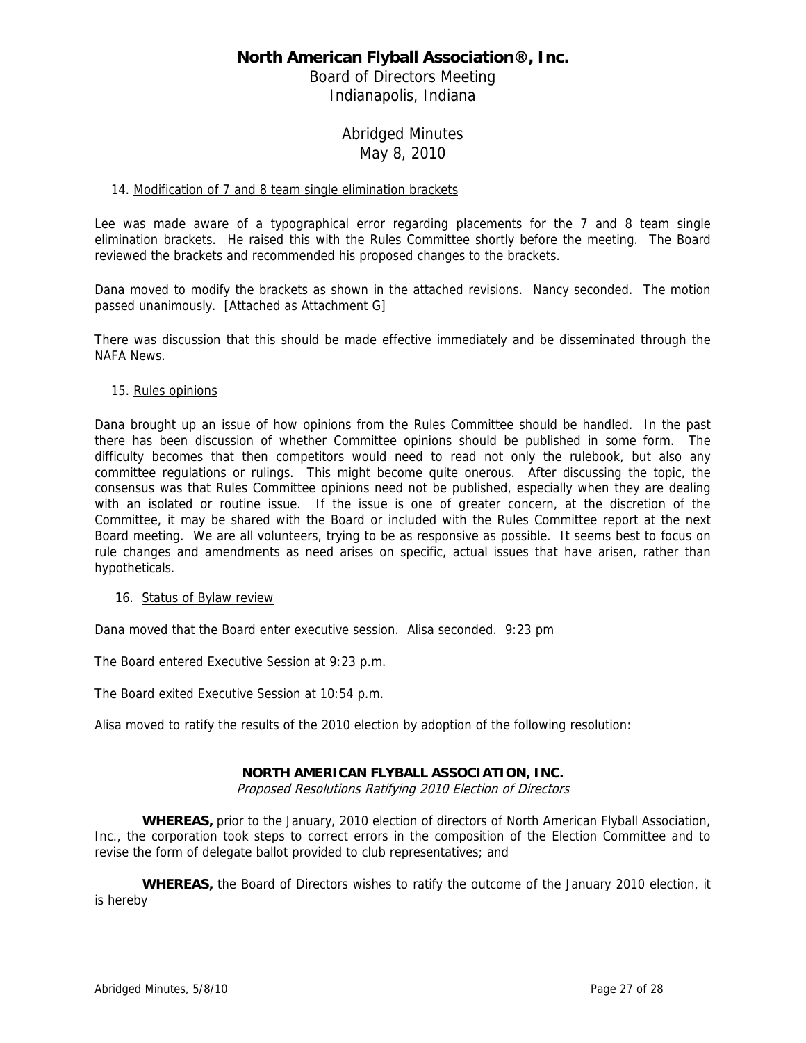14. Modification of 7 and 8 team single elimination brackets

Lee was made aware of a typographical error regarding placements for the 7 and 8 team single elimination brackets. He raised this with the Rules Committee shortly before the meeting. The Board reviewed the brackets and recommended his proposed changes to the brackets.

Dana moved to modify the brackets as shown in the attached revisions. Nancy seconded. The motion passed unanimously. [Attached as Attachment G]

There was discussion that this should be made effective immediately and be disseminated through the NAFA News.

15. Rules opinions

Dana brought up an issue of how opinions from the Rules Committee should be handled. In the past there has been discussion of whether Committee opinions should be published in some form. The difficulty becomes that then competitors would need to read not only the rulebook, but also any committee regulations or rulings. This might become quite onerous. After discussing the topic, the consensus was that Rules Committee opinions need not be published, especially when they are dealing with an isolated or routine issue. If the issue is one of greater concern, at the discretion of the Committee, it may be shared with the Board or included with the Rules Committee report at the next Board meeting. We are all volunteers, trying to be as responsive as possible. It seems best to focus on rule changes and amendments as need arises on specific, actual issues that have arisen, rather than hypotheticals.

16. Status of Bylaw review

Dana moved that the Board enter executive session. Alisa seconded. 9:23 pm

The Board entered Executive Session at 9:23 p.m.

The Board exited Executive Session at 10:54 p.m.

Alisa moved to ratify the results of the 2010 election by adoption of the following resolution:

**NORTH AMERICAN FLYBALL ASSOCIATION, INC.**

*Proposed Resolutions Ratifying 2010 Election of Directors*

**WHEREAS,** prior to the January, 2010 election of directors of North American Flyball Association, Inc., the corporation took steps to correct errors in the composition of the Election Committee and to revise the form of delegate ballot provided to club representatives; and

**WHEREAS,** the Board of Directors wishes to ratify the outcome of the January 2010 election, it is hereby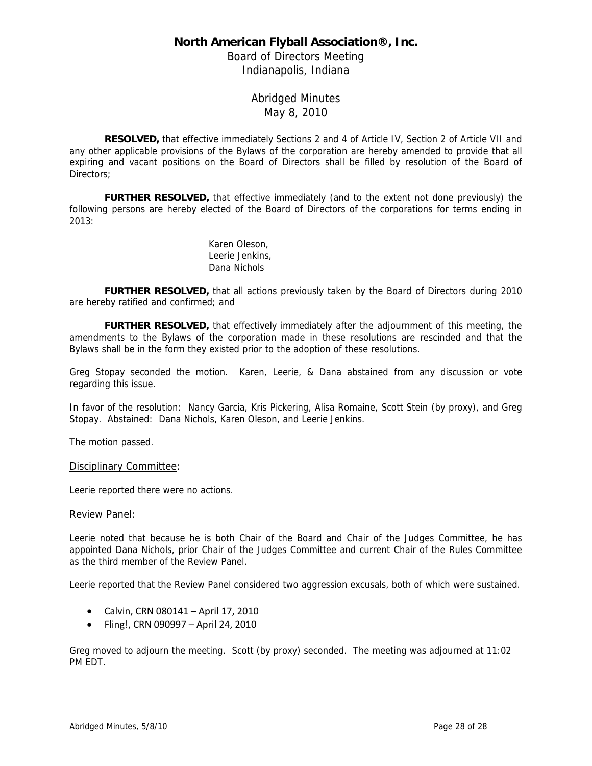# North American Flyball Association®, Inc.

Board of Directors Meeting
Indianapolis, Indiana

Abridged Minutes
May 8, 2010

**RESOLVED,** that effective immediately Sections 2 and 4 of Article IV, Section 2 of Article VII and any other applicable provisions of the Bylaws of the corporation are hereby amended to provide that all expiring and vacant positions on the Board of Directors shall be filled by resolution of the Board of Directors;

**FURTHER RESOLVED,** that effective immediately (and to the extent not done previously) the following persons are hereby elected of the Board of Directors of the corporations for terms ending in 2013:

Karen Oleson,
Leerie Jenkins,
Dana Nichols

**FURTHER RESOLVED,** that all actions previously taken by the Board of Directors during 2010 are hereby ratified and confirmed; and

**FURTHER RESOLVED,** that effectively immediately after the adjournment of this meeting, the amendments to the Bylaws of the corporation made in these resolutions are rescinded and that the Bylaws shall be in the form they existed prior to the adoption of these resolutions.

Greg Stopay seconded the motion. Karen, Leerie, & Dana abstained from any discussion or vote regarding this issue.

In favor of the resolution: Nancy Garcia, Kris Pickering, Alisa Romaine, Scott Stein (by proxy), and Greg Stopay. Abstained: Dana Nichols, Karen Oleson, and Leerie Jenkins.

The motion passed.

Disciplinary Committee:

Leerie reported there were no actions.

Review Panel:

Leerie noted that because he is both Chair of the Board and Chair of the Judges Committee, he has appointed Dana Nichols, prior Chair of the Judges Committee and current Chair of the Rules Committee as the third member of the Review Panel.

Leerie reported that the Review Panel considered two aggression excusals, both of which were sustained.

- Calvin, CRN 080141 – April 17, 2010
- Fling!, CRN 090997 – April 24, 2010

Greg moved to adjourn the meeting. Scott (by proxy) seconded. The meeting was adjourned at 11:02 PM EDT.